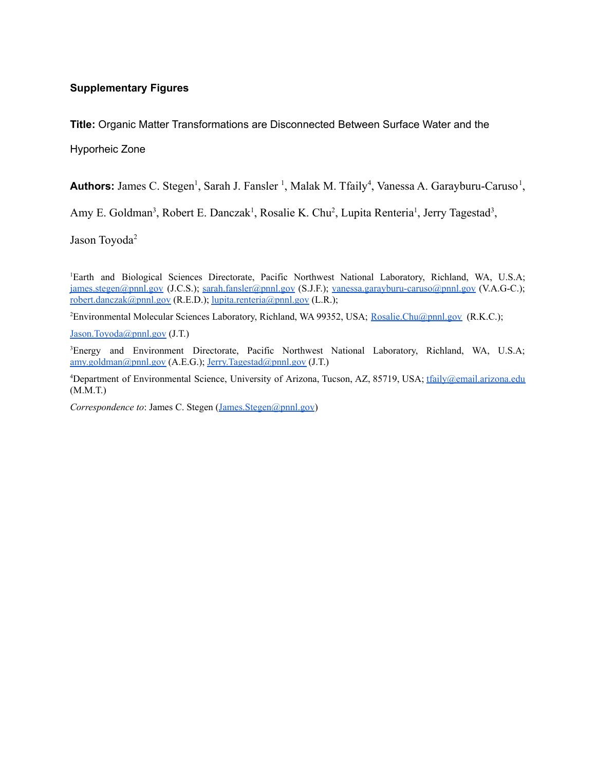**Supplementary Figures**

**Title:** Organic Matter Transformations are Disconnected Between Surface Water and the Hyporheic Zone

**Authors:** James C. Stegen[1], Sarah J. Fansler [1], Malak M. Tfaily[4], Vanessa A. Garayburu-Caruso[1], Amy E. Goldman[3], Robert E. Danczak[1], Rosalie K. Chu[2], Lupita Renteria[1], Jerry Tagestad[3], Jason Toyoda[2]

[1]Earth and Biological Sciences Directorate, Pacific Northwest National Laboratory, Richland, WA, U.S.A; james.stegen@pnnl.gov (J.C.S.); sarah.fansler@pnnl.gov (S.J.F.); vanessa.garayburu-caruso@pnnl.gov (V.A.G-C.); robert.danczak@pnnl.gov (R.E.D.); lupita.renteria@pnnl.gov (L.R.);

[2]Environmental Molecular Sciences Laboratory, Richland, WA 99352, USA; Rosalie.Chu@pnnl.gov (R.K.C.); Jason.Toyoda@pnnl.gov (J.T.)

[3]Energy and Environment Directorate, Pacific Northwest National Laboratory, Richland, WA, U.S.A; amy.goldman@pnnl.gov (A.E.G.); Jerry.Tagestad@pnnl.gov (J.T.)

[4]Department of Environmental Science, University of Arizona, Tucson, AZ, 85719, USA; tfaily@email.arizona.edu (M.M.T.)

*Correspondence to*: James C. Stegen (James.Stegen@pnnl.gov)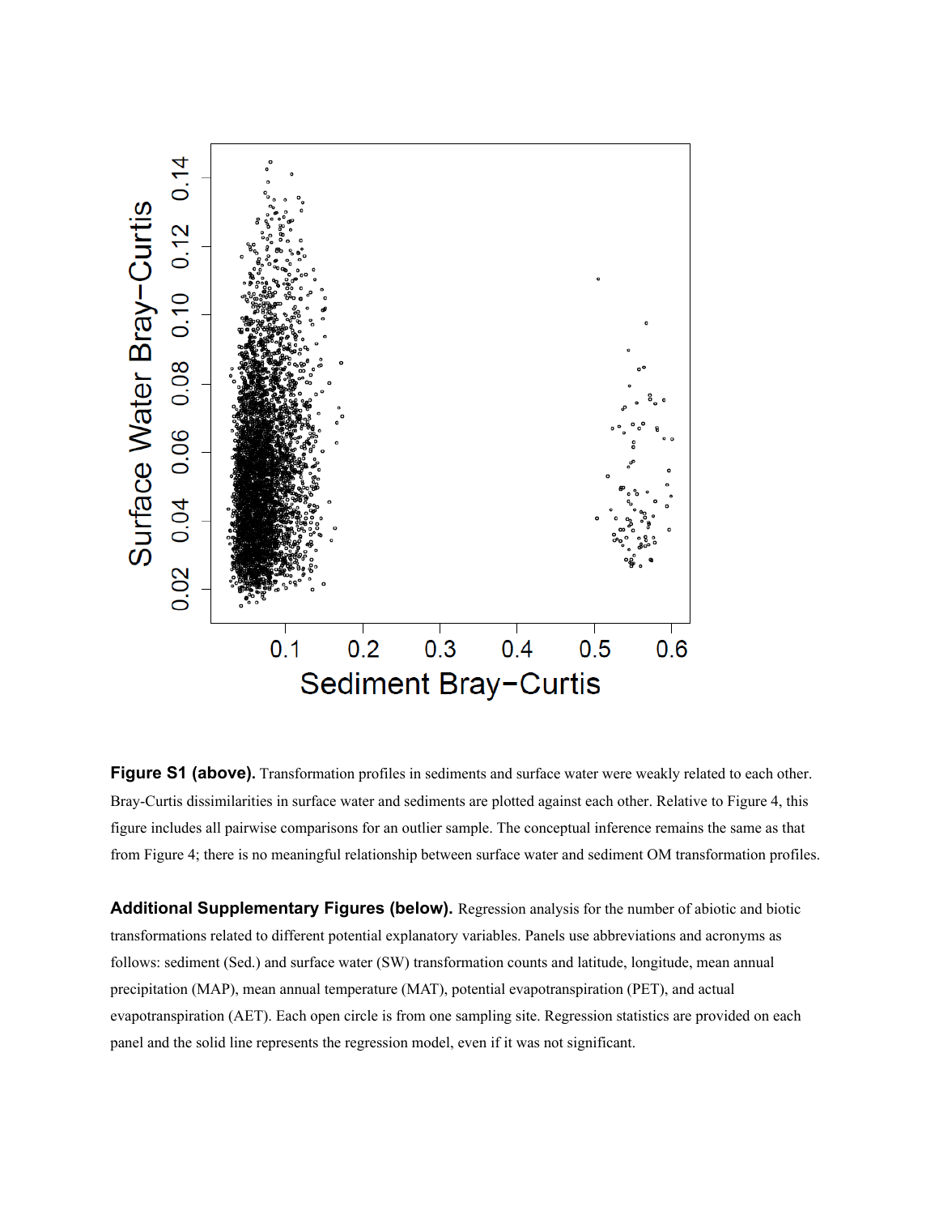**Figure S1 (above).** Transformation profiles in sediments and surface water were weakly related to each other. Bray-Curtis dissimilarities in surface water and sediments are plotted against each other. Relative to Figure 4, this figure includes all pairwise comparisons for an outlier sample. The conceptual inference remains the same as that from Figure 4; there is no meaningful relationship between surface water and sediment OM transformation profiles.

**Additional Supplementary Figures (below).** Regression analysis for the number of abiotic and biotic transformations related to different potential explanatory variables. Panels use abbreviations and acronyms as follows: sediment (Sed.) and surface water (SW) transformation counts and latitude, longitude, mean annual precipitation (MAP), mean annual temperature (MAT), potential evapotranspiration (PET), and actual evapotranspiration (AET). Each open circle is from one sampling site. Regression statistics are provided on each panel and the solid line represents the regression model, even if it was not significant.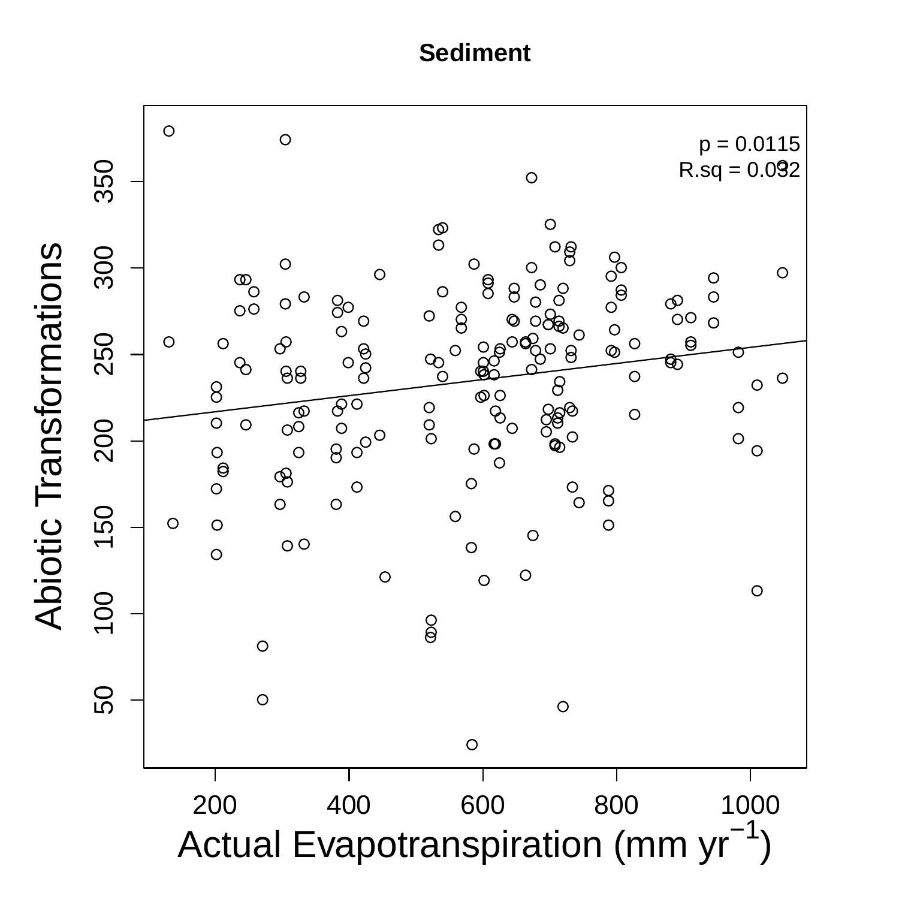**Sediment**

p = 0.0115
R.sq = 0.032

Abiotic Transformations

Actual Evapotranspiration (mm $yr^{-1}$)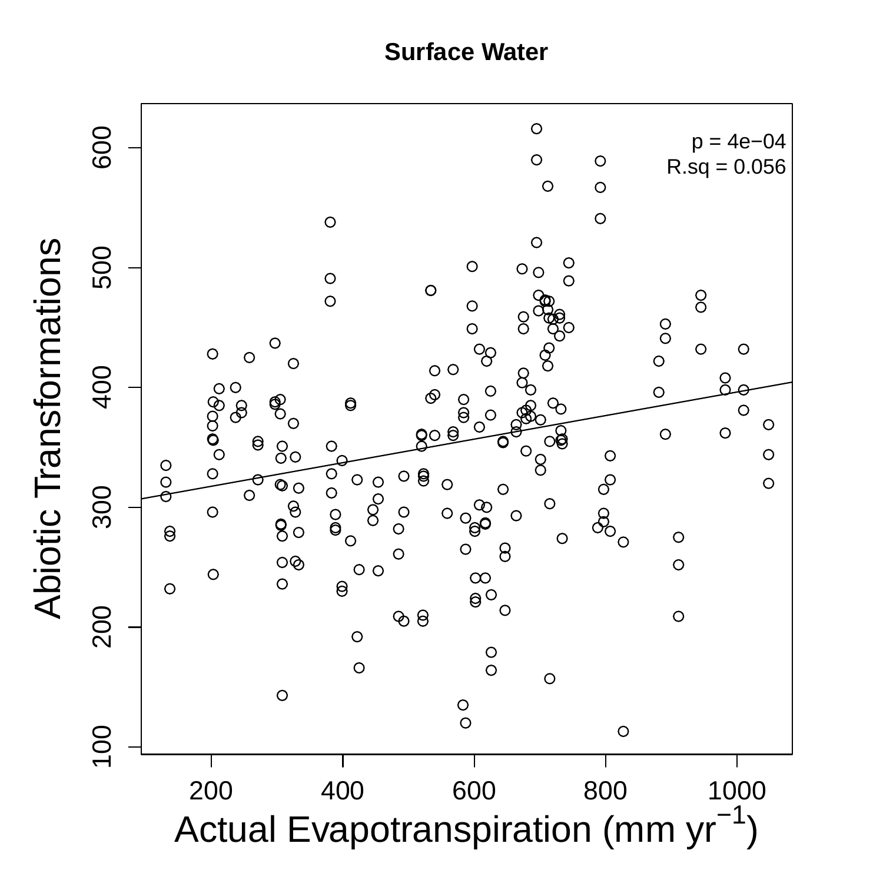**Surface Water**

p = 4e−04
R.sq = 0.056

Abiotic Transformations

Actual Evapotranspiration (mm $yr^{-1}$)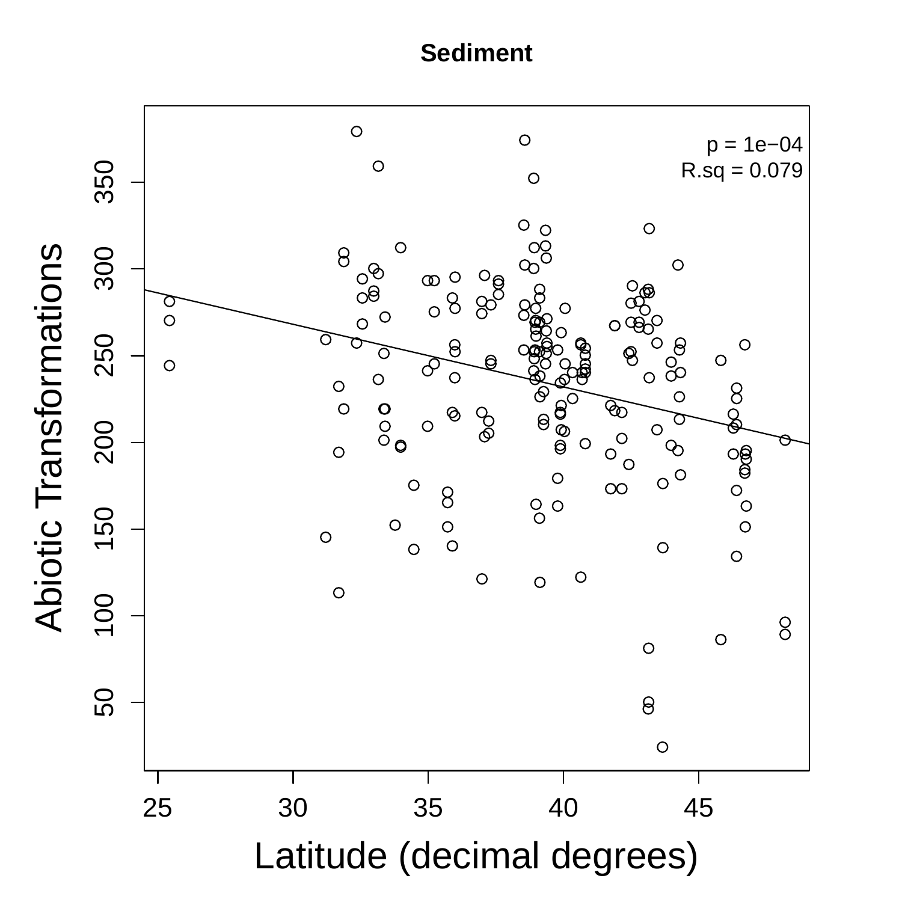**Sediment**

p = 1e−04
R.sq = 0.079

Abiotic Transformations

Latitude (decimal degrees)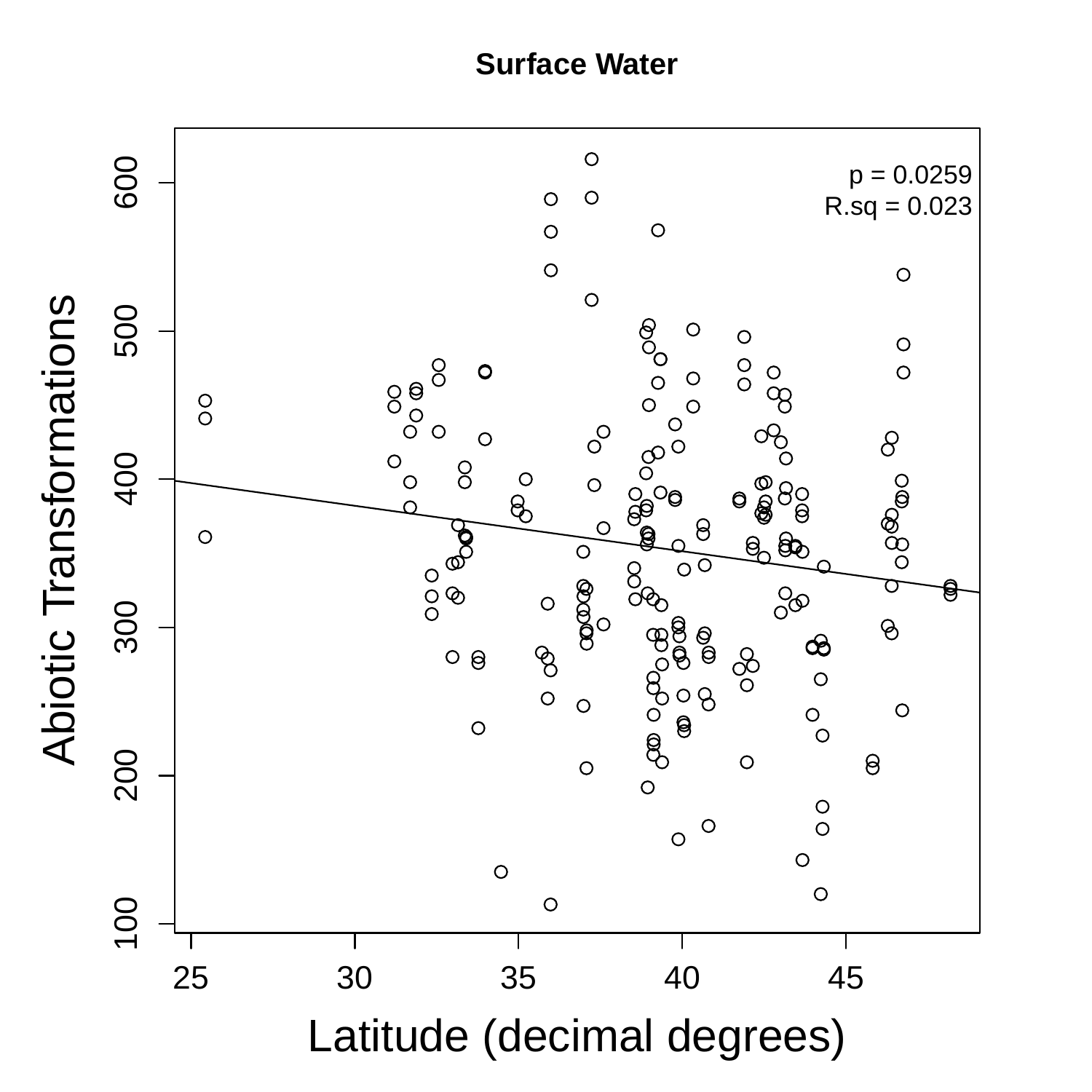**Surface Water**

p = 0.0259
R.sq = 0.023

Abiotic Transformations

Latitude (decimal degrees)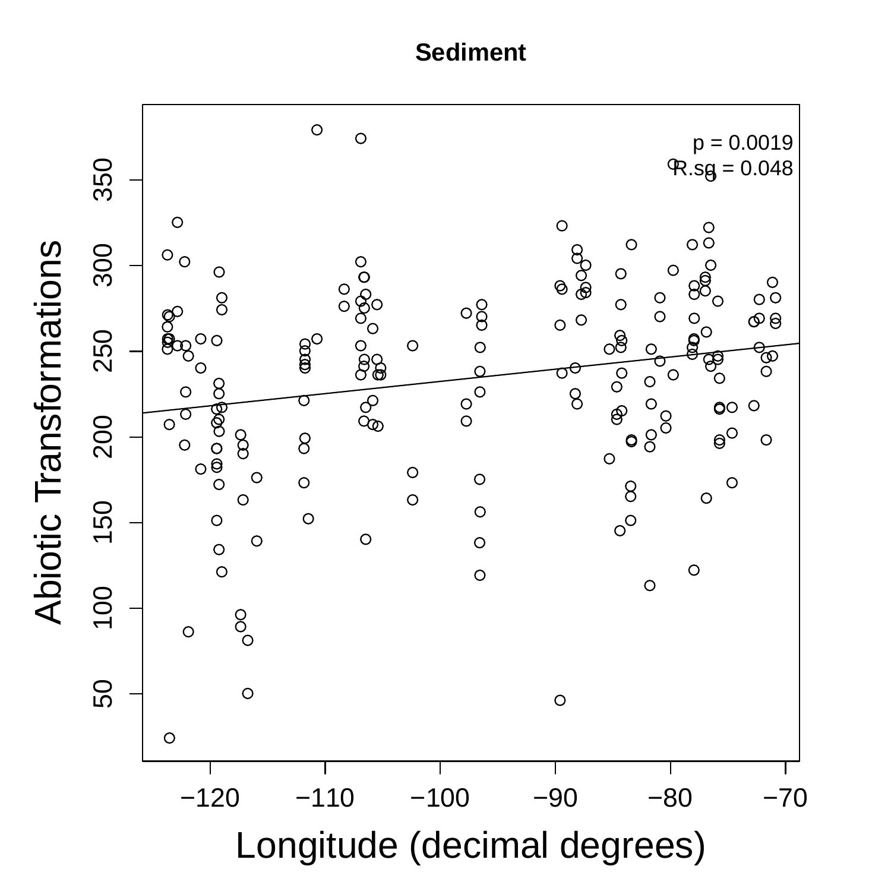**Sediment**

p = 0.0019
R.sq = 0.048

Abiotic Transformations

Longitude (decimal degrees)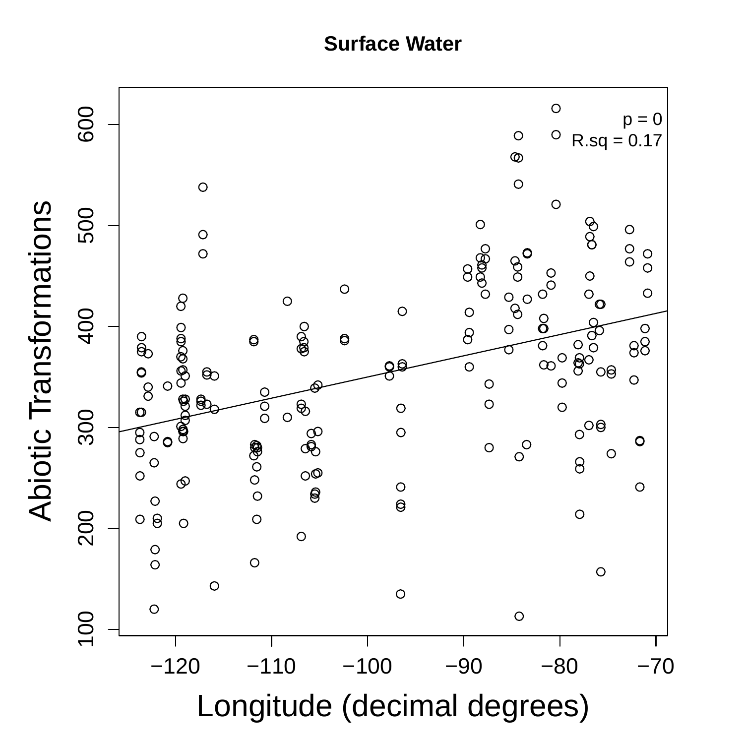**Surface Water**

p = 0
R.sq = 0.17

Abiotic Transformations

Longitude (decimal degrees)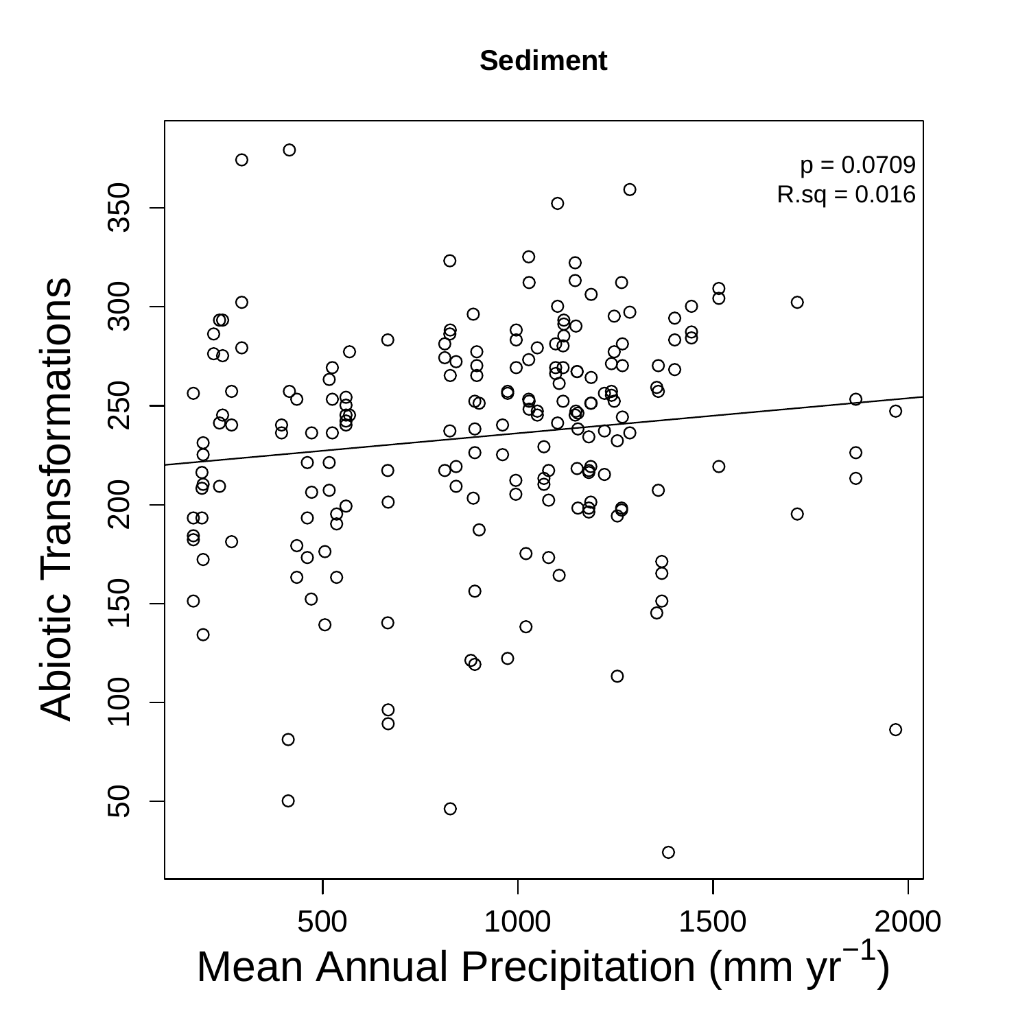**Sediment**

p = 0.0709
R.sq = 0.016

Abiotic Transformations

Mean Annual Precipitation (mm $yr^{-1}$)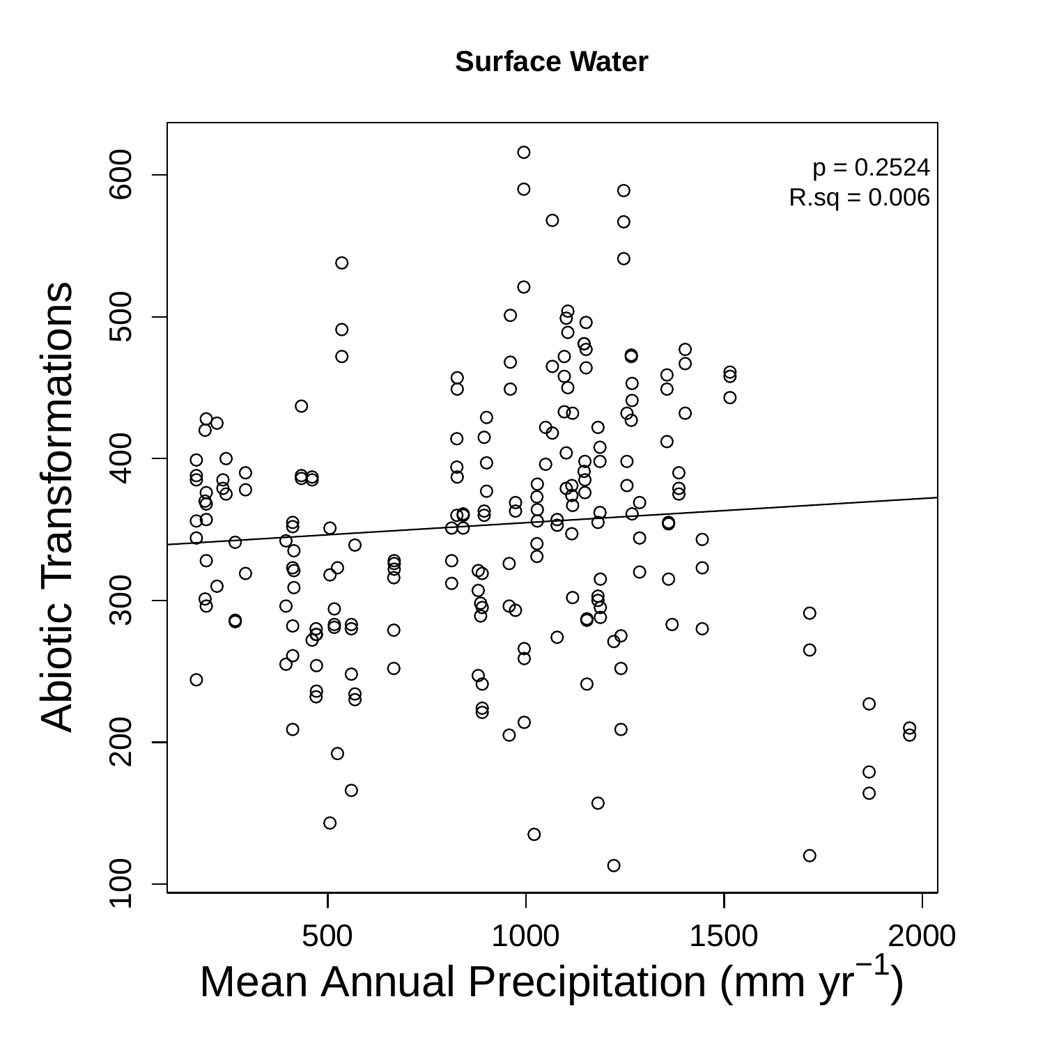**Surface Water**

p = 0.2524
R.sq = 0.006

Abiotic Transformations

Mean Annual Precipitation (mm $yr^{-1}$)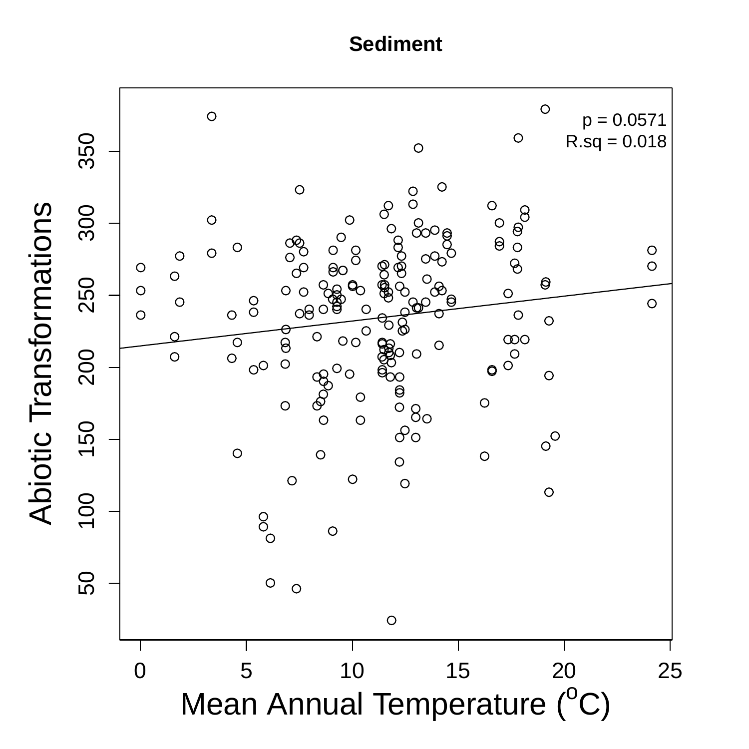**Sediment**

p = 0.0571

R.sq = 0.018

Abiotic Transformations

Mean Annual Temperature ($^oC$)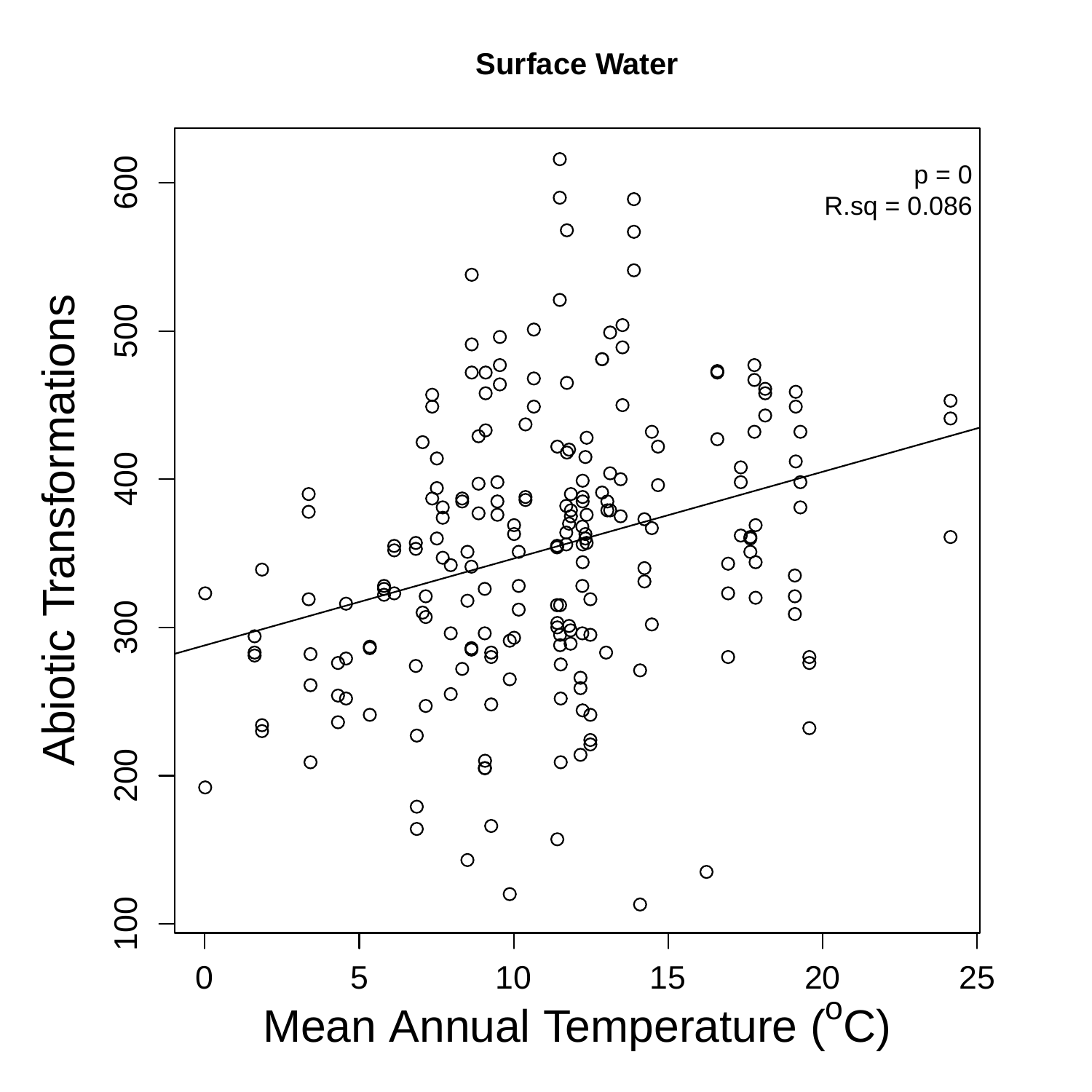**Surface Water**

p = 0
R.sq = 0.086

Abiotic Transformations

Mean Annual Temperature ($^{o}C$)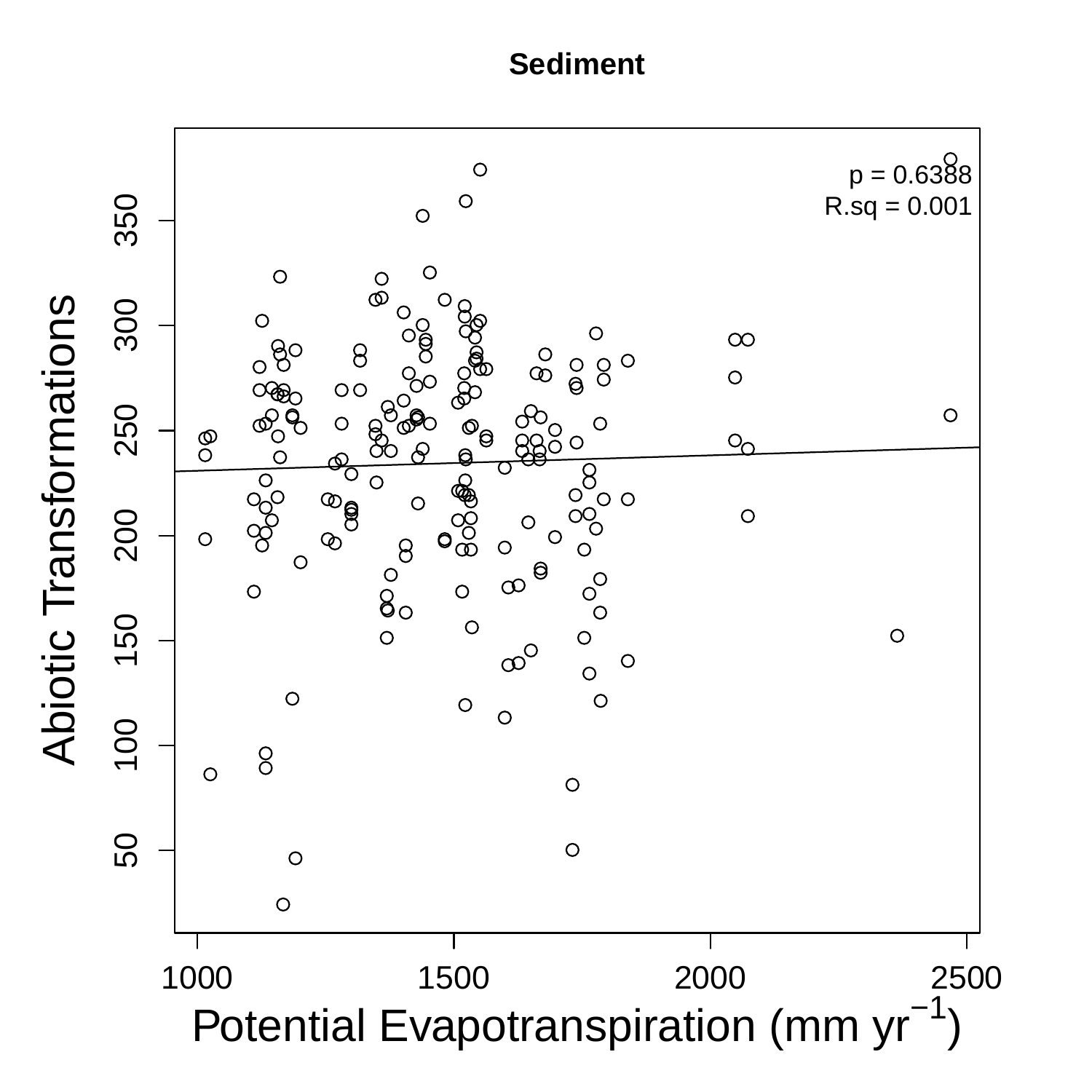**Sediment**

p = 0.6388
R.sq = 0.001

Abiotic Transformations

Potential Evapotranspiration (mm $yr^{-1}$)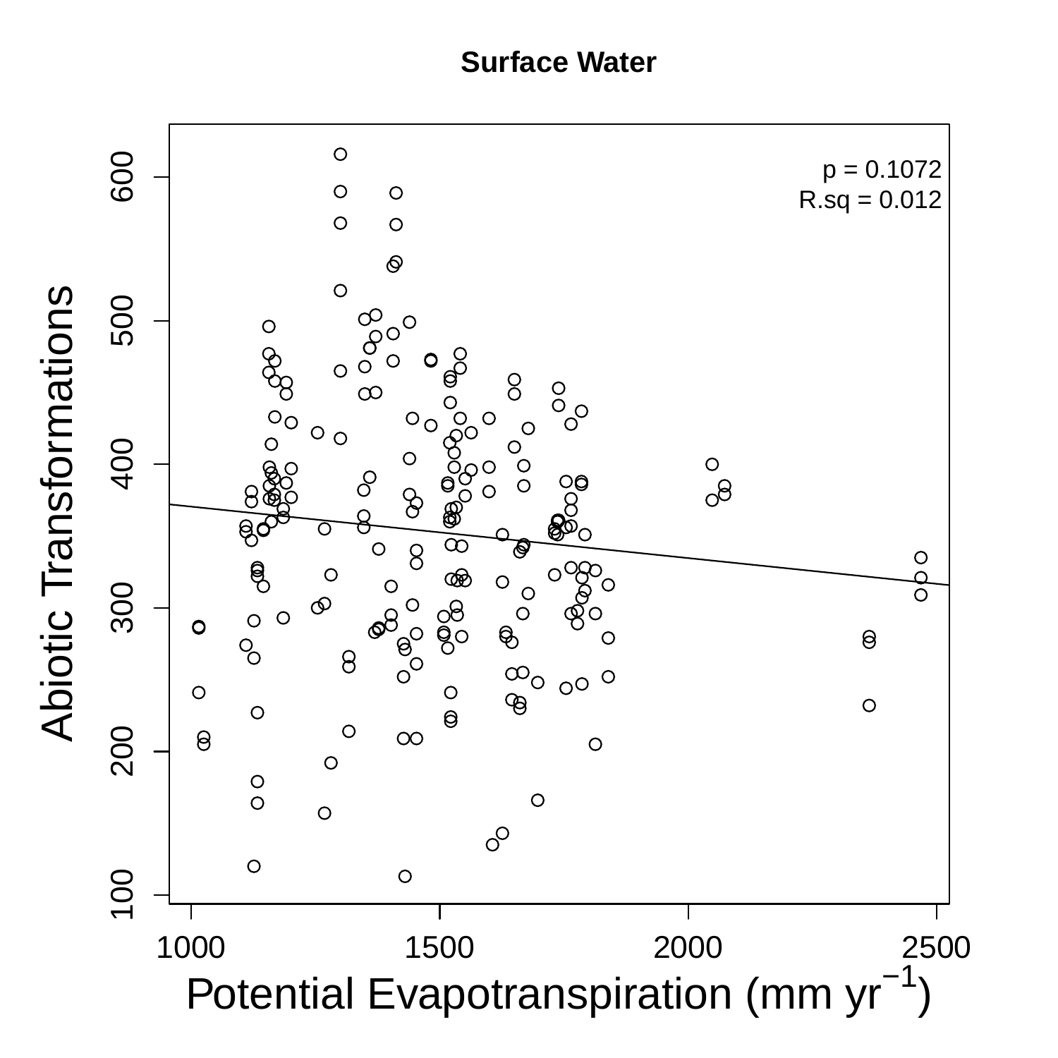**Surface Water**

p = 0.1072
R.sq = 0.012

Abiotic Transformations

Potential Evapotranspiration (mm $yr^{-1}$)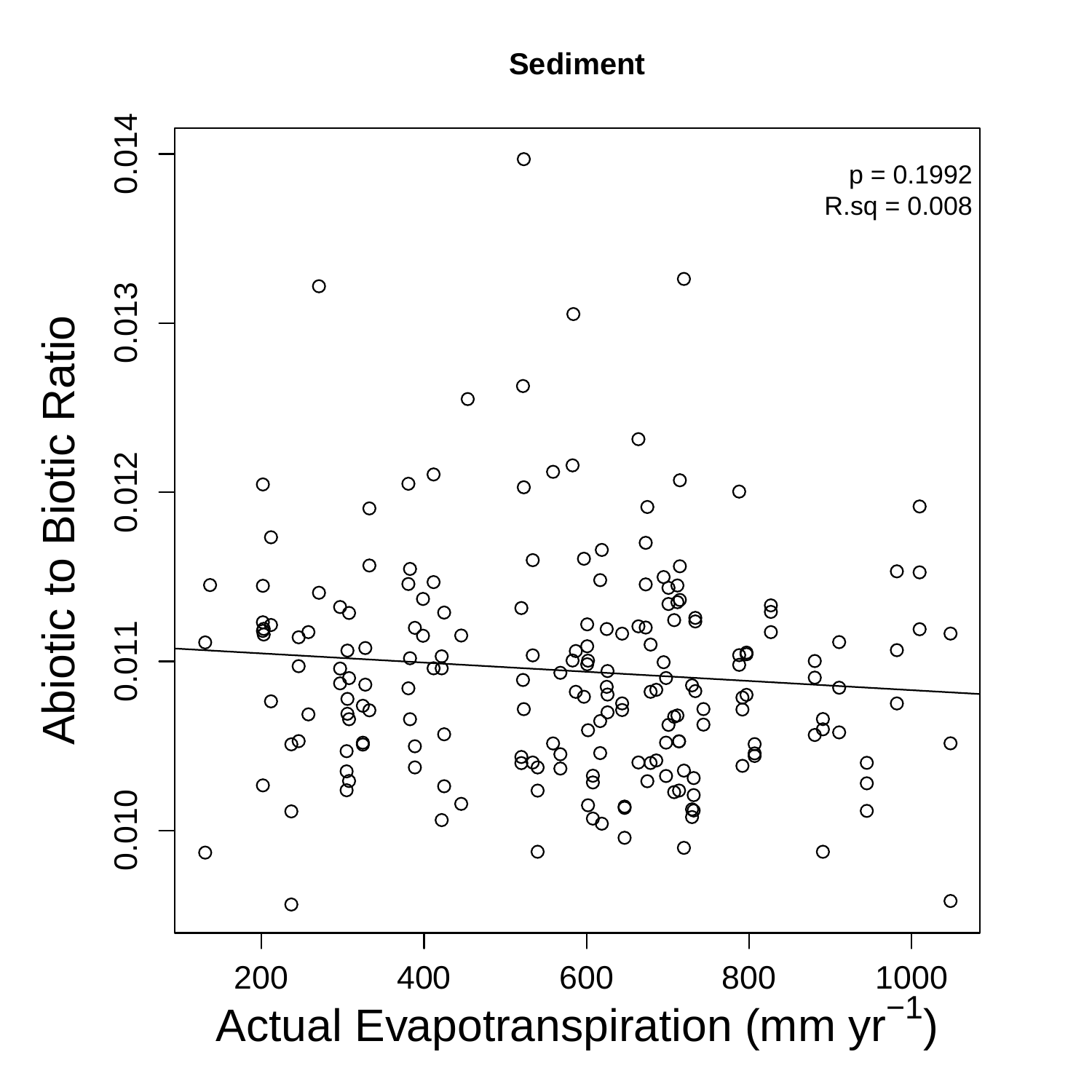**Sediment**

p = 0.1992
R.sq = 0.008

Abiotic to Biotic Ratio

0.014
0.013
0.012
0.011
0.010

200 400 600 800 1000

Actual Evapotranspiration (mm $yr^{-1}$)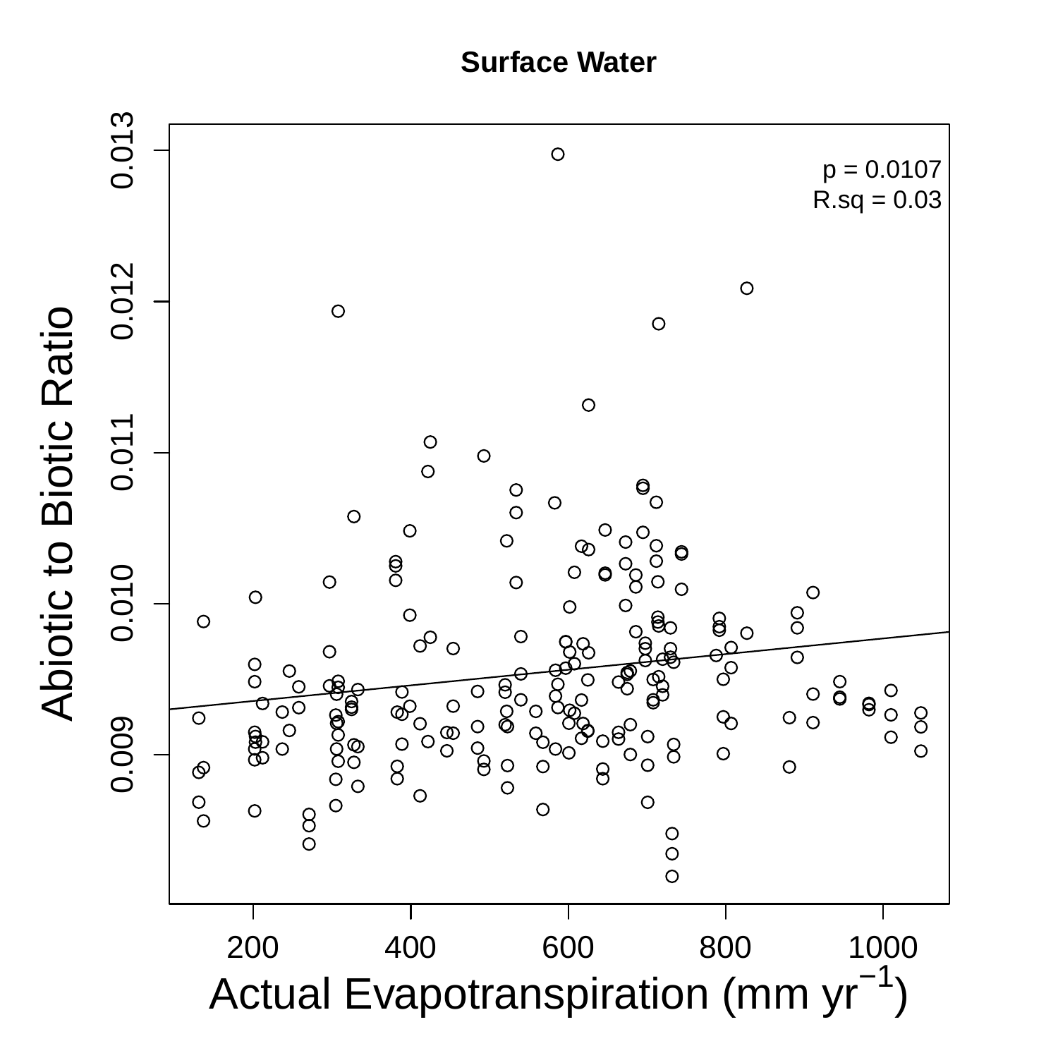**Surface Water**

p = 0.0107
R.sq = 0.03

Abiotic to Biotic Ratio

0.009, 0.010, 0.011, 0.012, 0.013

200, 400, 600, 800, 1000

Actual Evapotranspiration (mm $yr^{-1}$)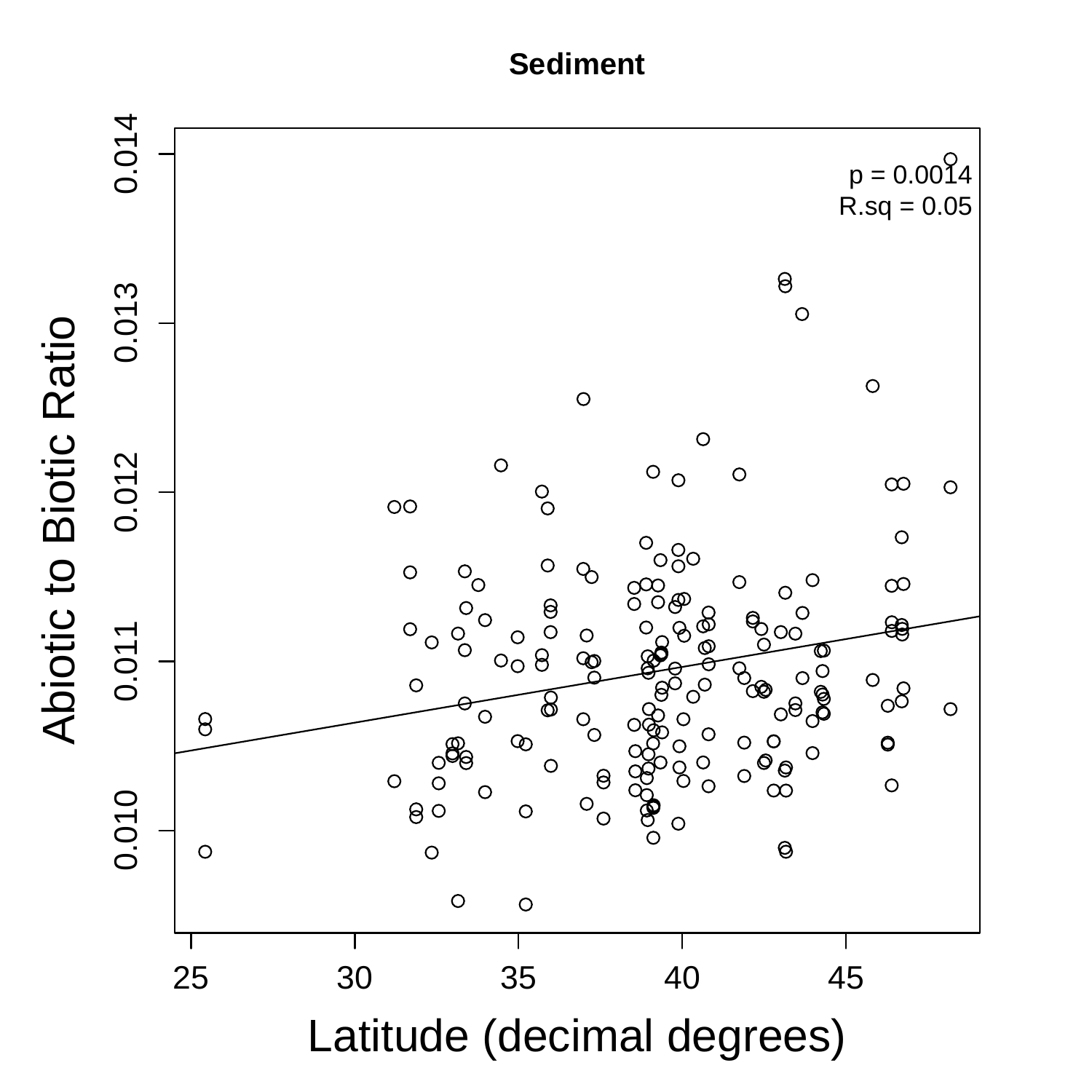**Sediment**

p = 0.0014
R.sq = 0.05

Abiotic to Biotic Ratio

Latitude (decimal degrees)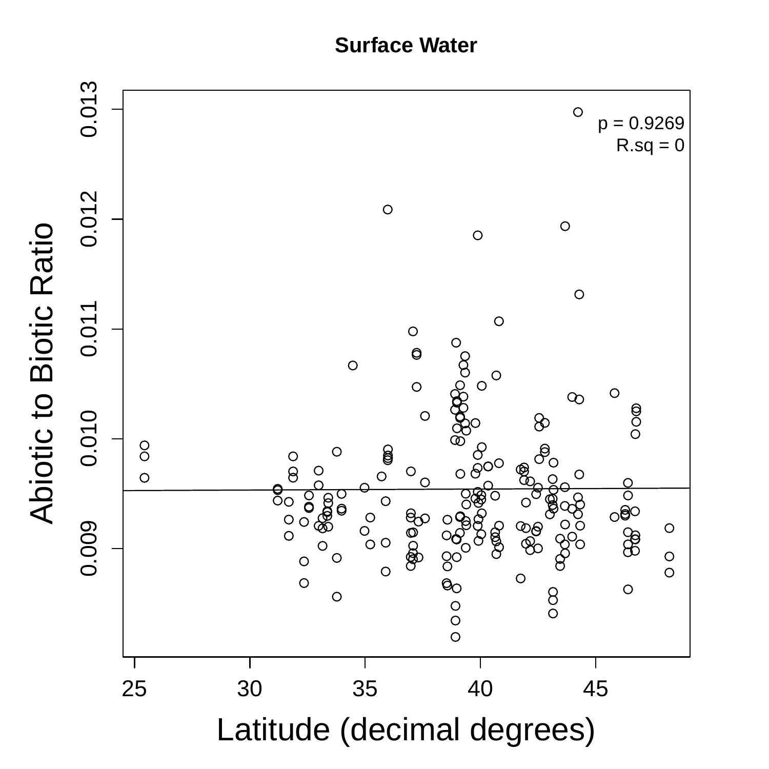**Surface Water**

p = 0.9269
R.sq = 0

Abiotic to Biotic Ratio

Latitude (decimal degrees)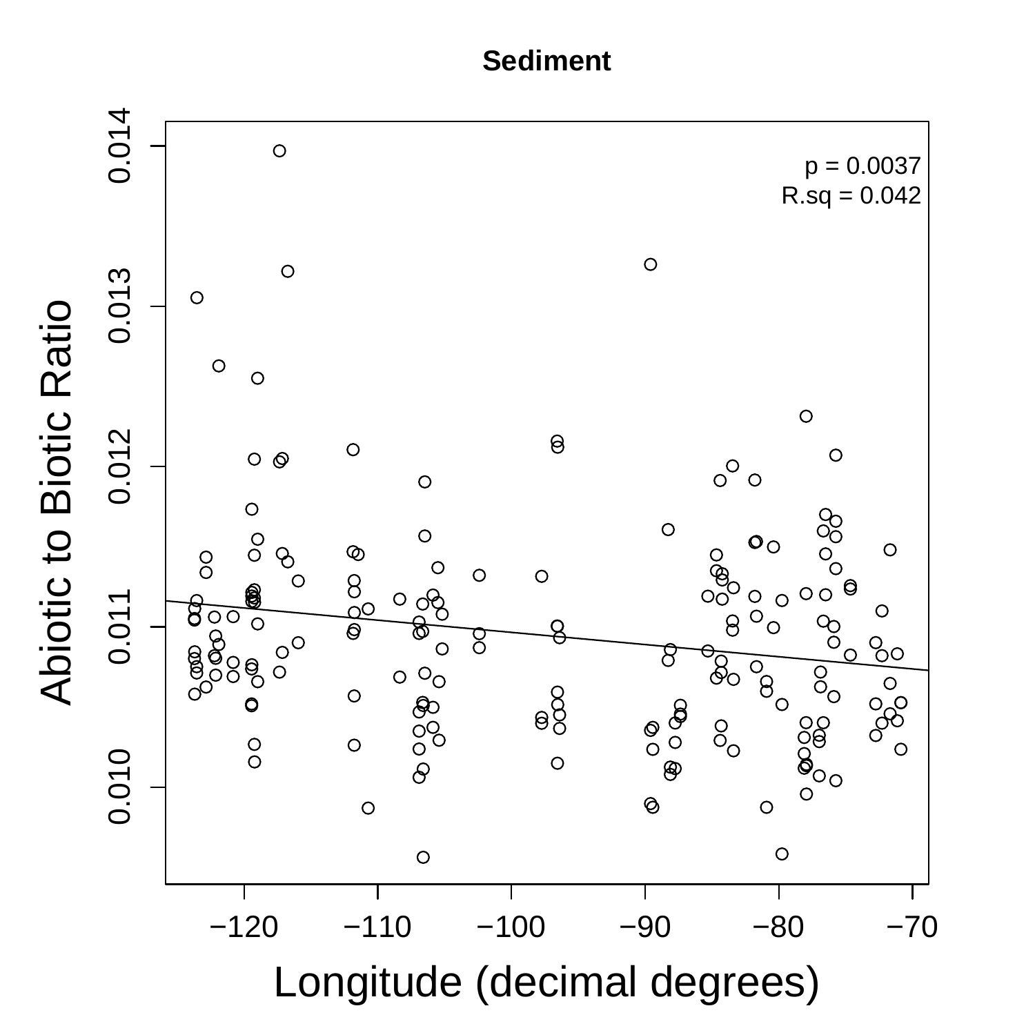**Sediment**

p = 0.0037
R.sq = 0.042

Abiotic to Biotic Ratio

Longitude (decimal degrees)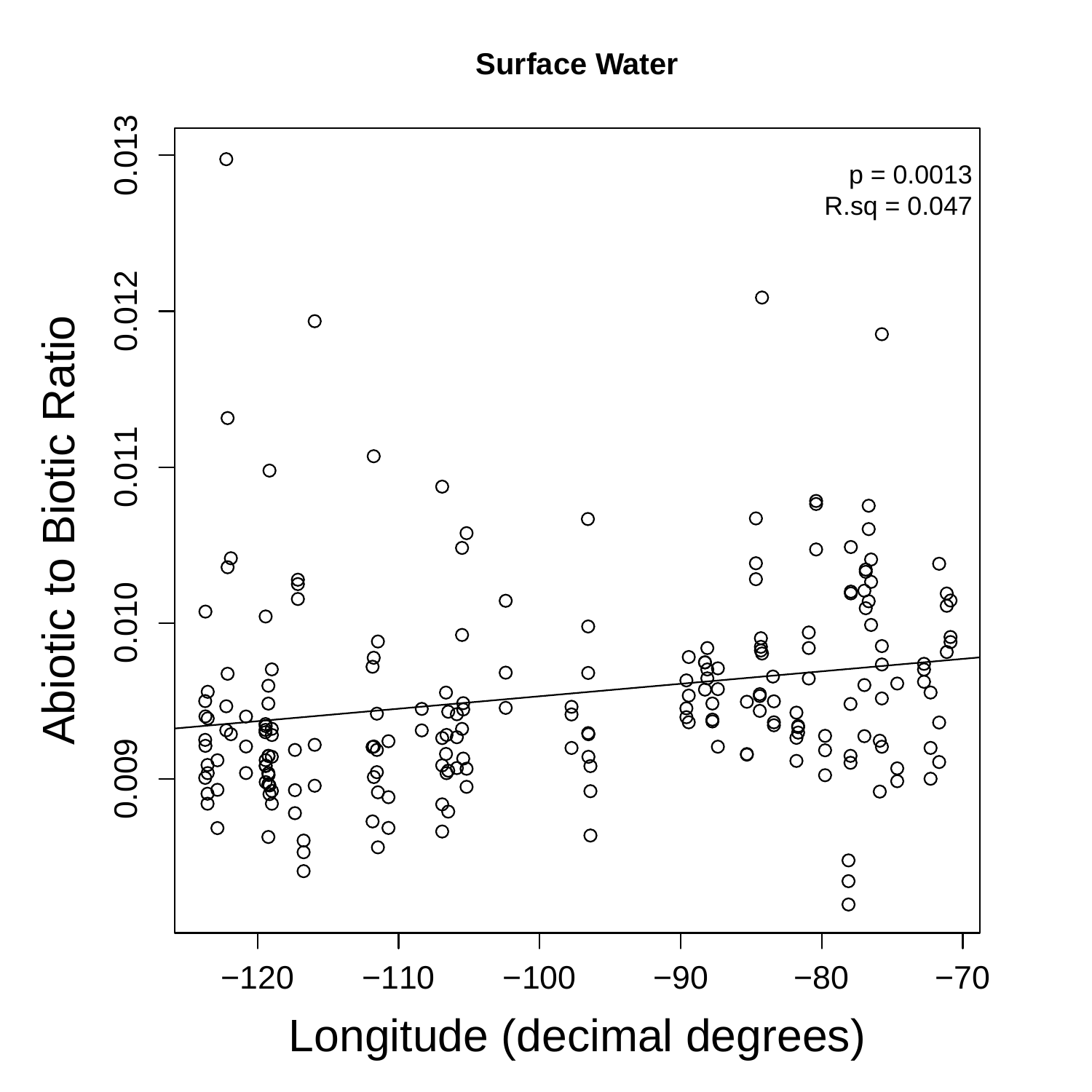**Surface Water**

p = 0.0013
R.sq = 0.047

Abiotic to Biotic Ratio

0.009 0.010 0.011 0.012 0.013

−120 −110 −100 −90 −80 −70

Longitude (decimal degrees)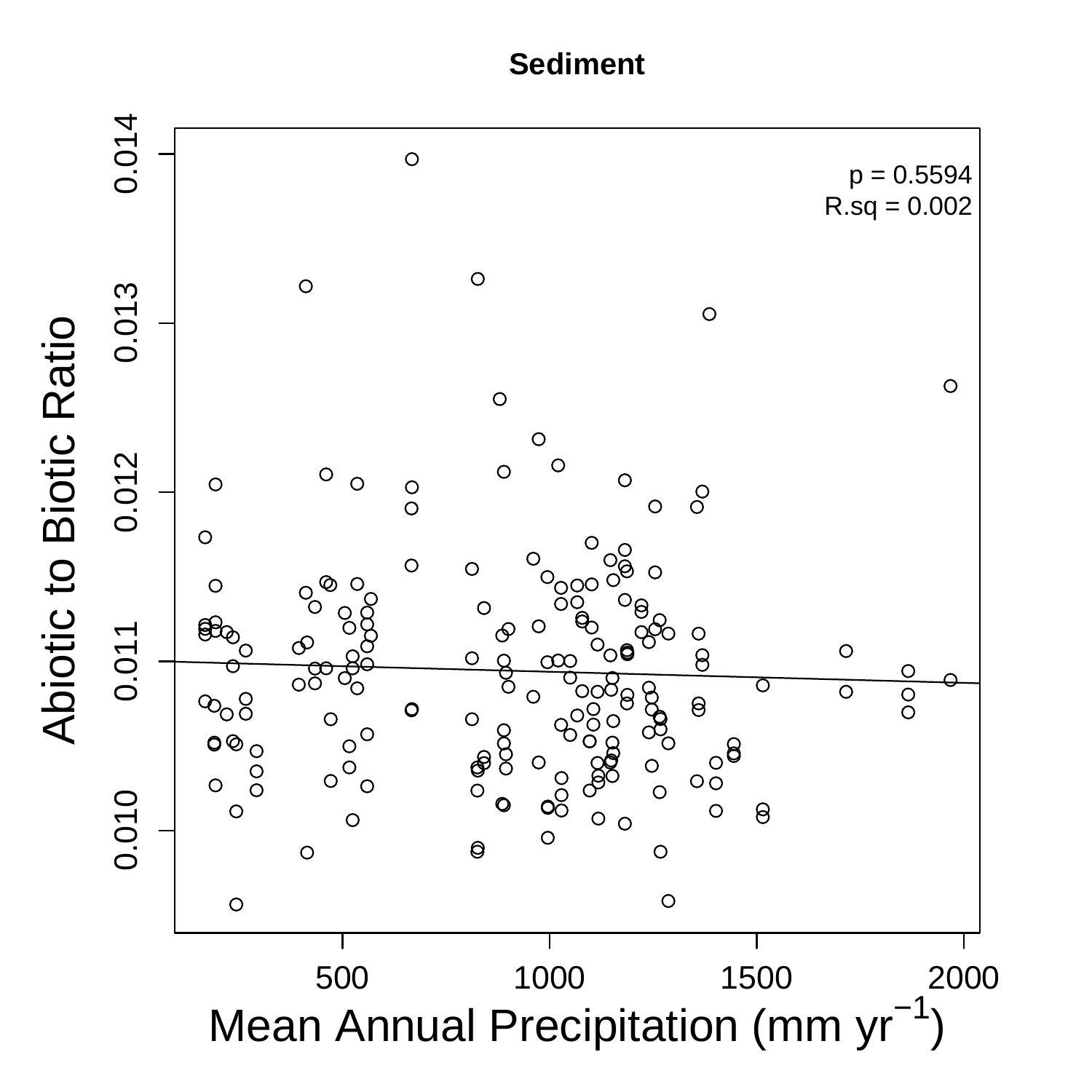**Sediment**

p = 0.5594
R.sq = 0.002

Abiotic to Biotic Ratio

Mean Annual Precipitation (mm $yr^{-1}$)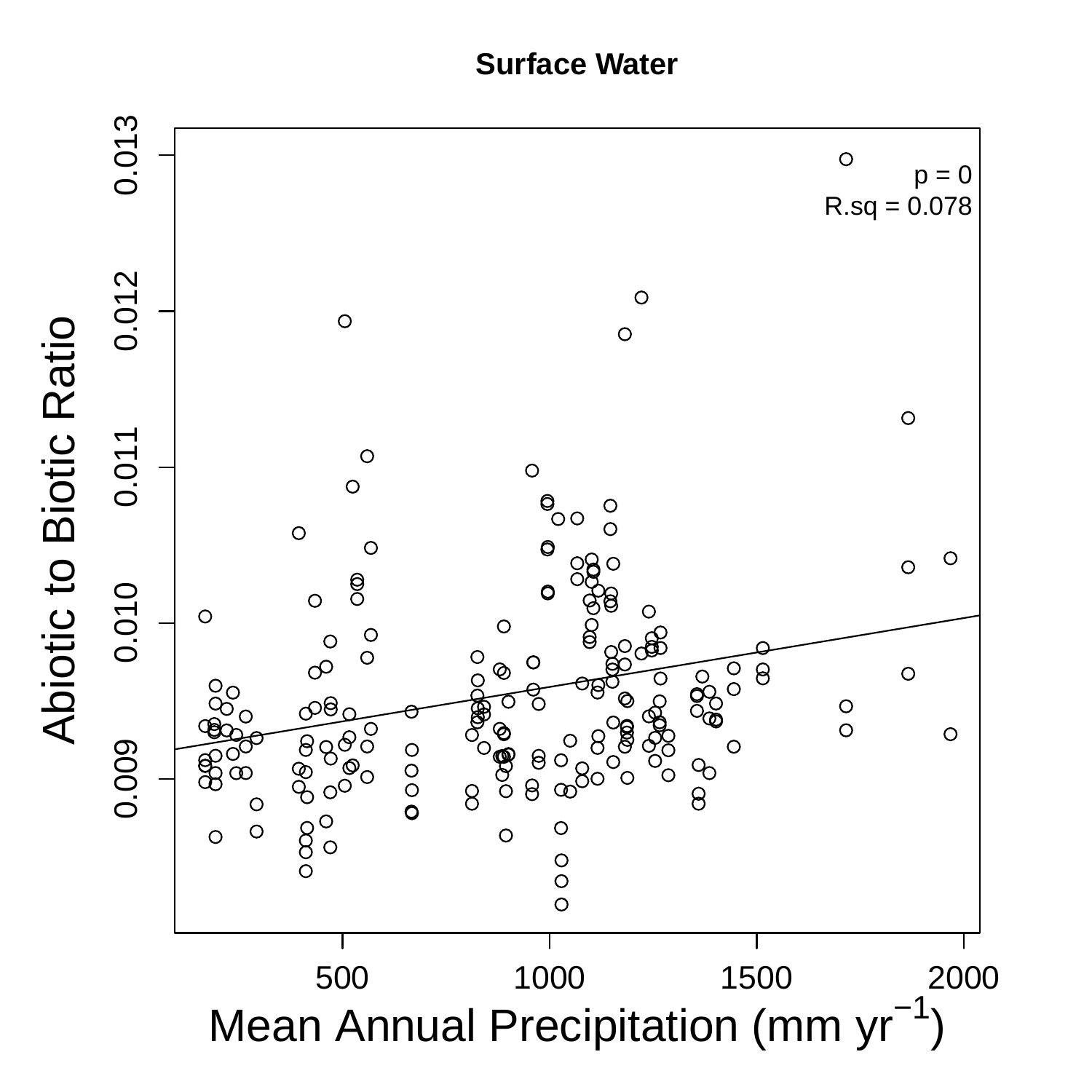**Surface Water**

p = 0
R.sq = 0.078

Abiotic to Biotic Ratio

0.009 0.010 0.011 0.012 0.013

500 1000 1500 2000

Mean Annual Precipitation (mm $yr^{-1}$)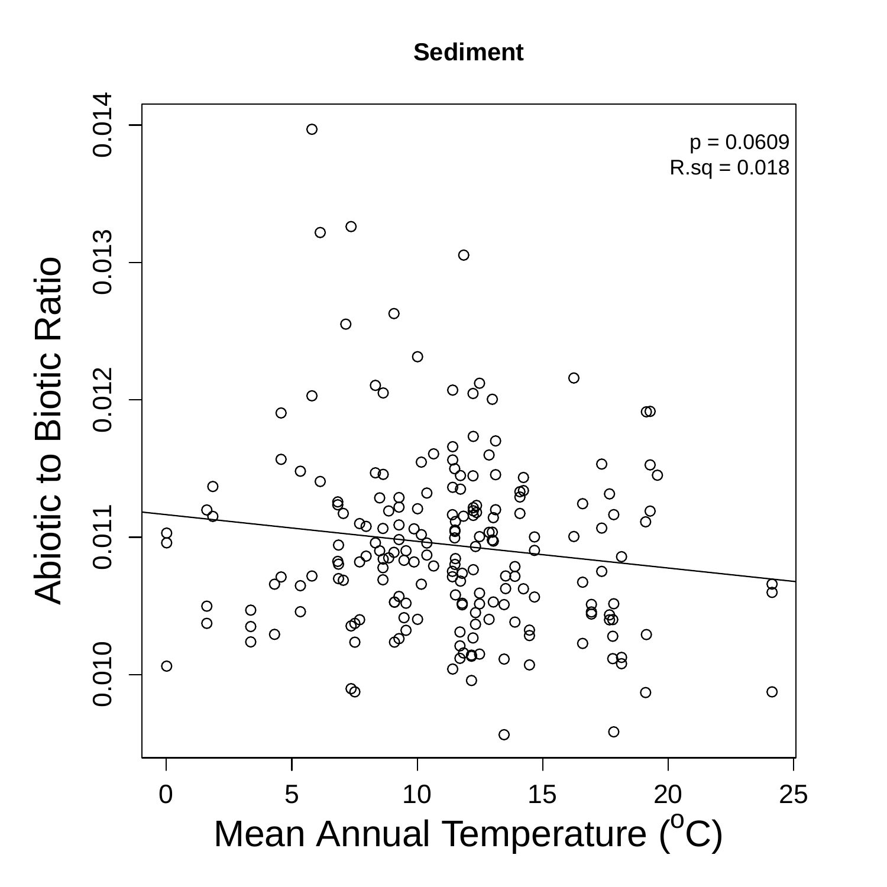**Sediment**

p = 0.0609
R.sq = 0.018

Abiotic to Biotic Ratio

0.014
0.013
0.012
0.011
0.010

0 5 10 15 20 25

Mean Annual Temperature ($^{o}$C)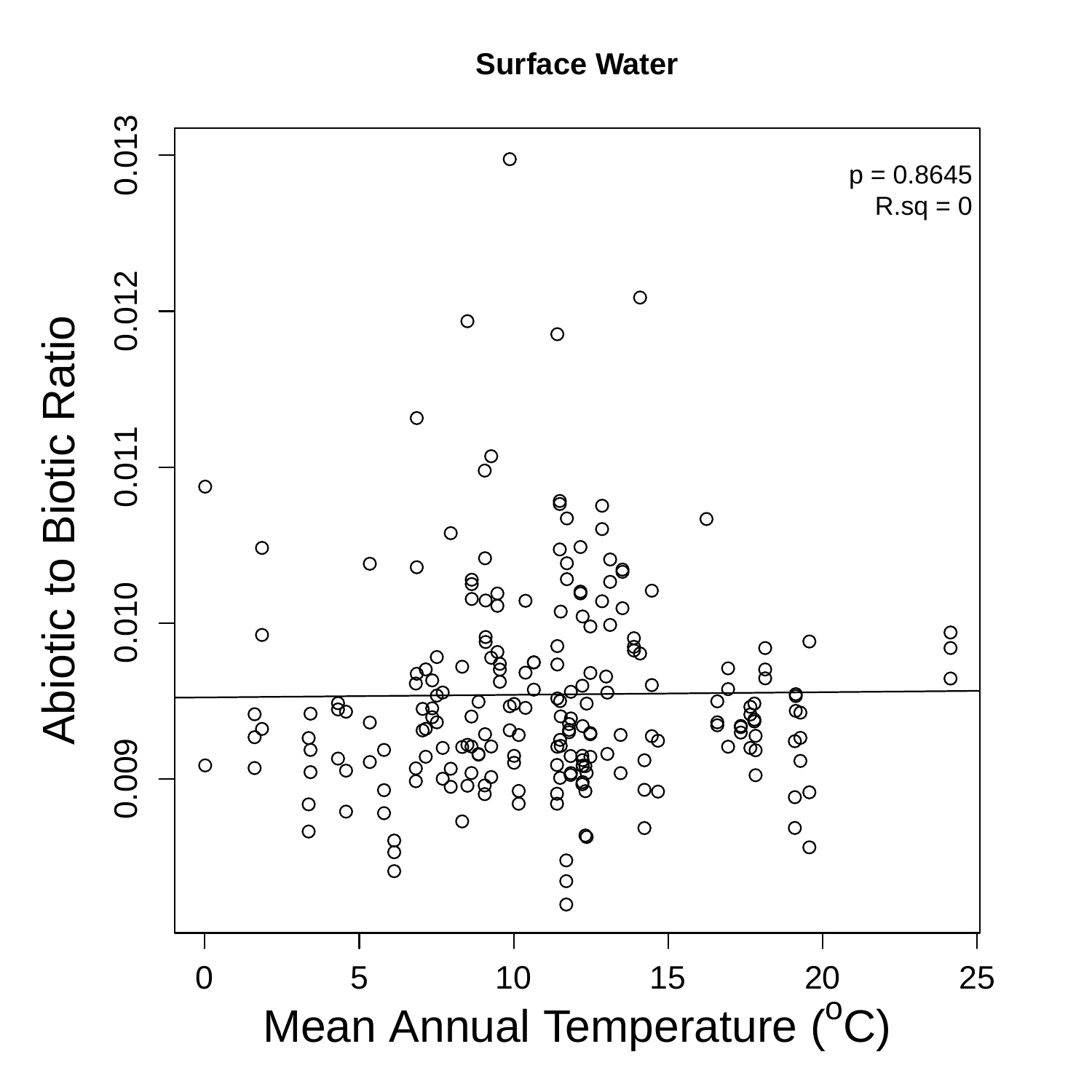**Surface Water**

p = 0.8645
R.sq = 0

Abiotic to Biotic Ratio

Mean Annual Temperature ($^oC$)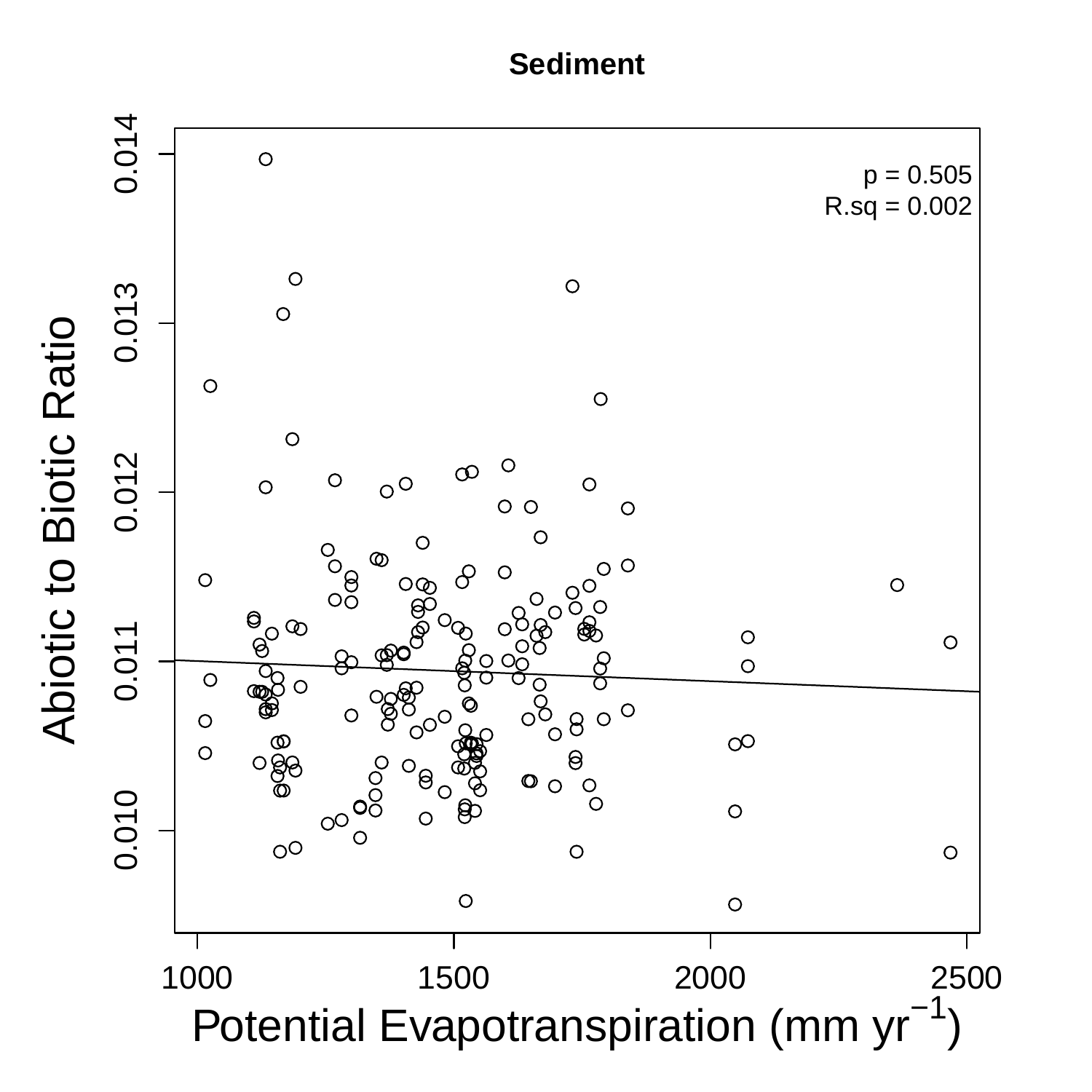**Sediment**

p = 0.505
R.sq = 0.002

Abiotic to Biotic Ratio

Potential Evapotranspiration (mm $yr^{-1}$)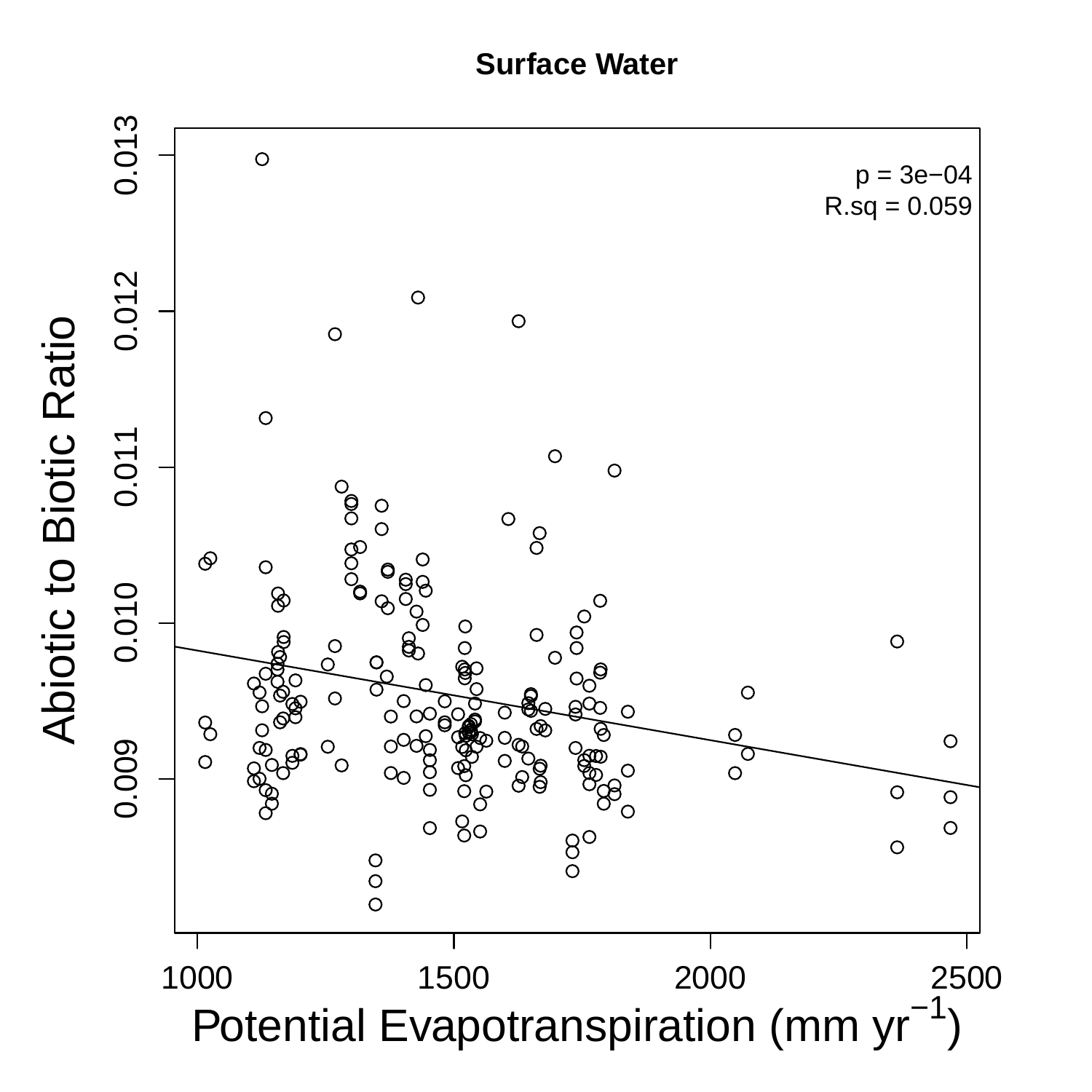**Surface Water**

p = 3e−04
R.sq = 0.059

Abiotic to Biotic Ratio

0.009, 0.010, 0.011, 0.012, 0.013

1000, 1500, 2000, 2500

Potential Evapotranspiration (mm $yr^{-1}$)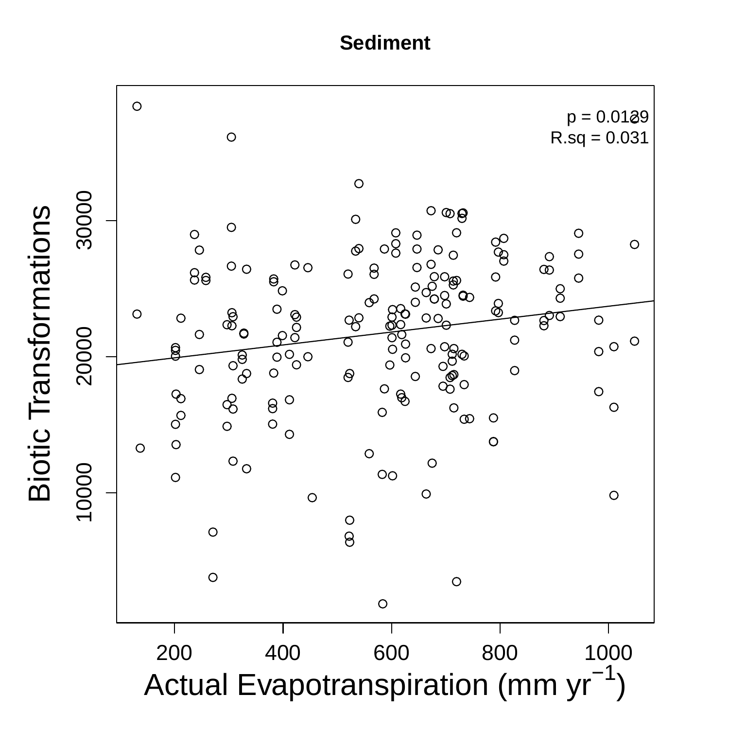**Sediment**

p = 0.0129
R.sq = 0.031

Biotic Transformations

Actual Evapotranspiration (mm $yr^{-1}$)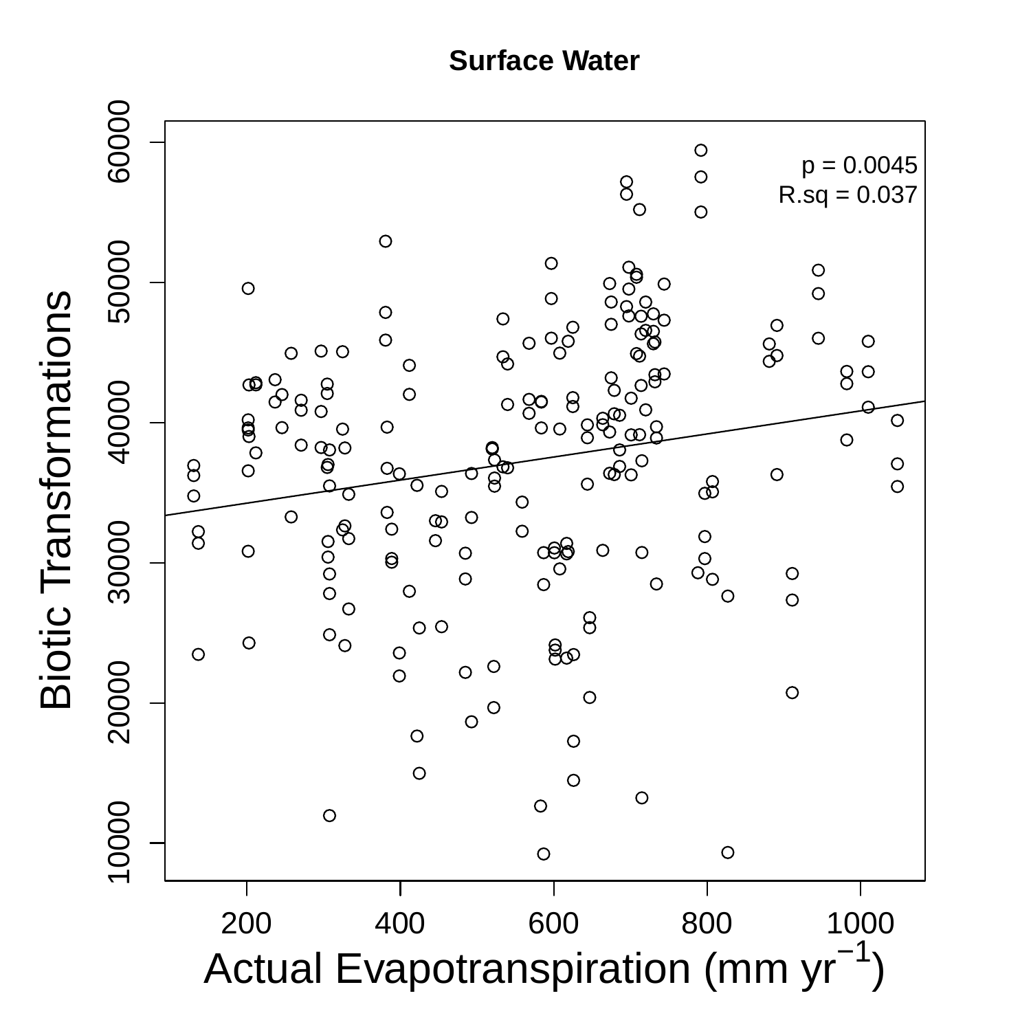**Surface Water**

p = 0.0045
R.sq = 0.037

Biotic Transformations

Actual Evapotranspiration (mm $yr^{-1}$)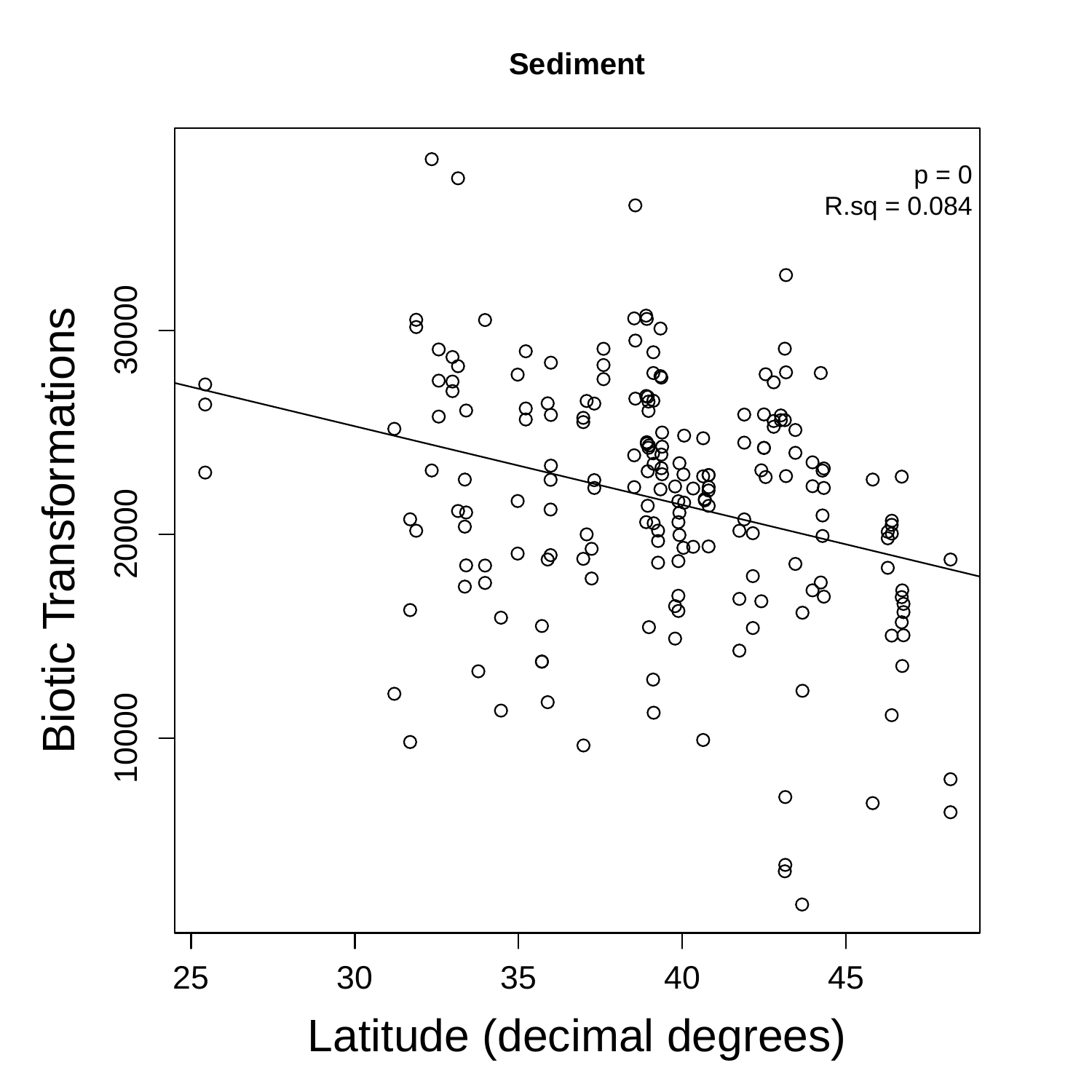**Sediment**

p = 0
R.sq = 0.084

Biotic Transformations

Latitude (decimal degrees)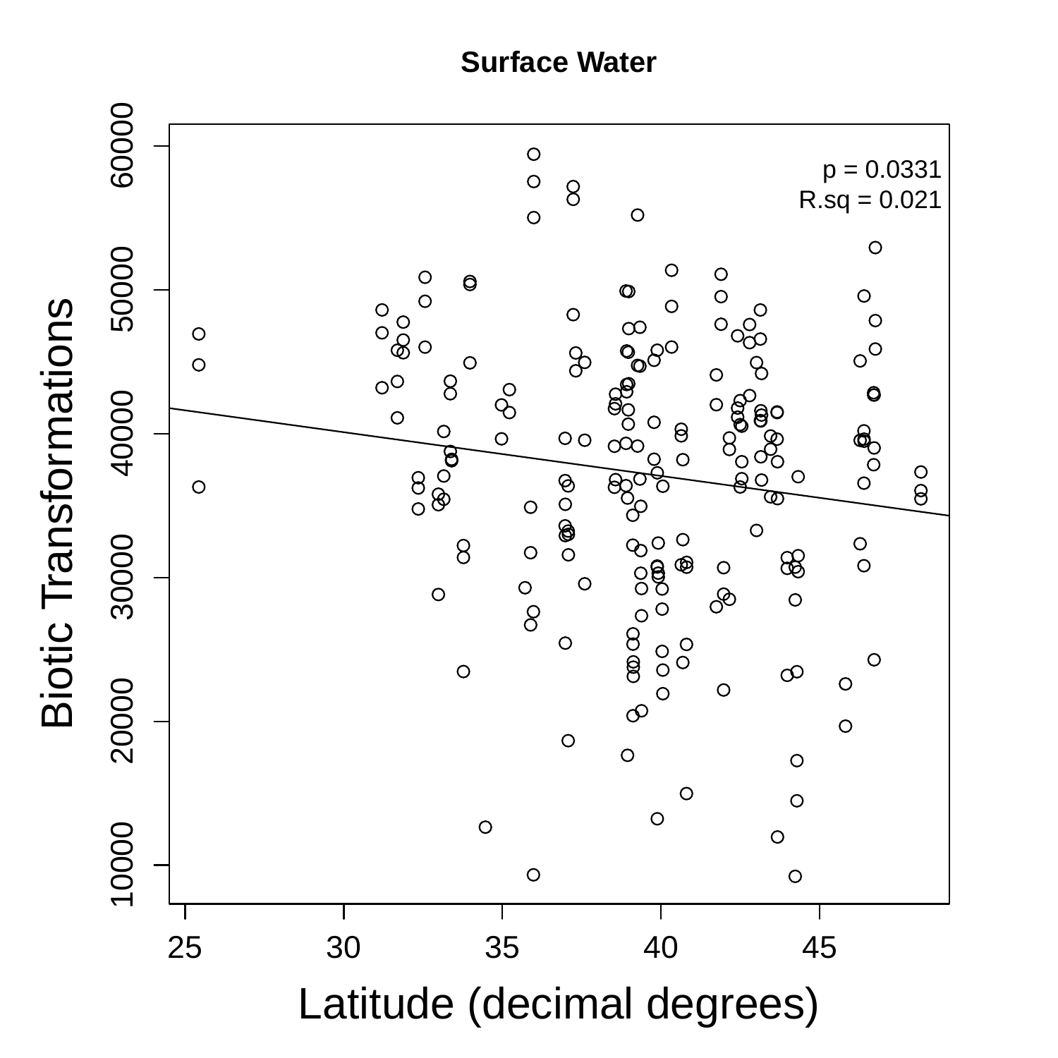**Surface Water**

p = 0.0331
R.sq = 0.021

Biotic Transformations

Latitude (decimal degrees)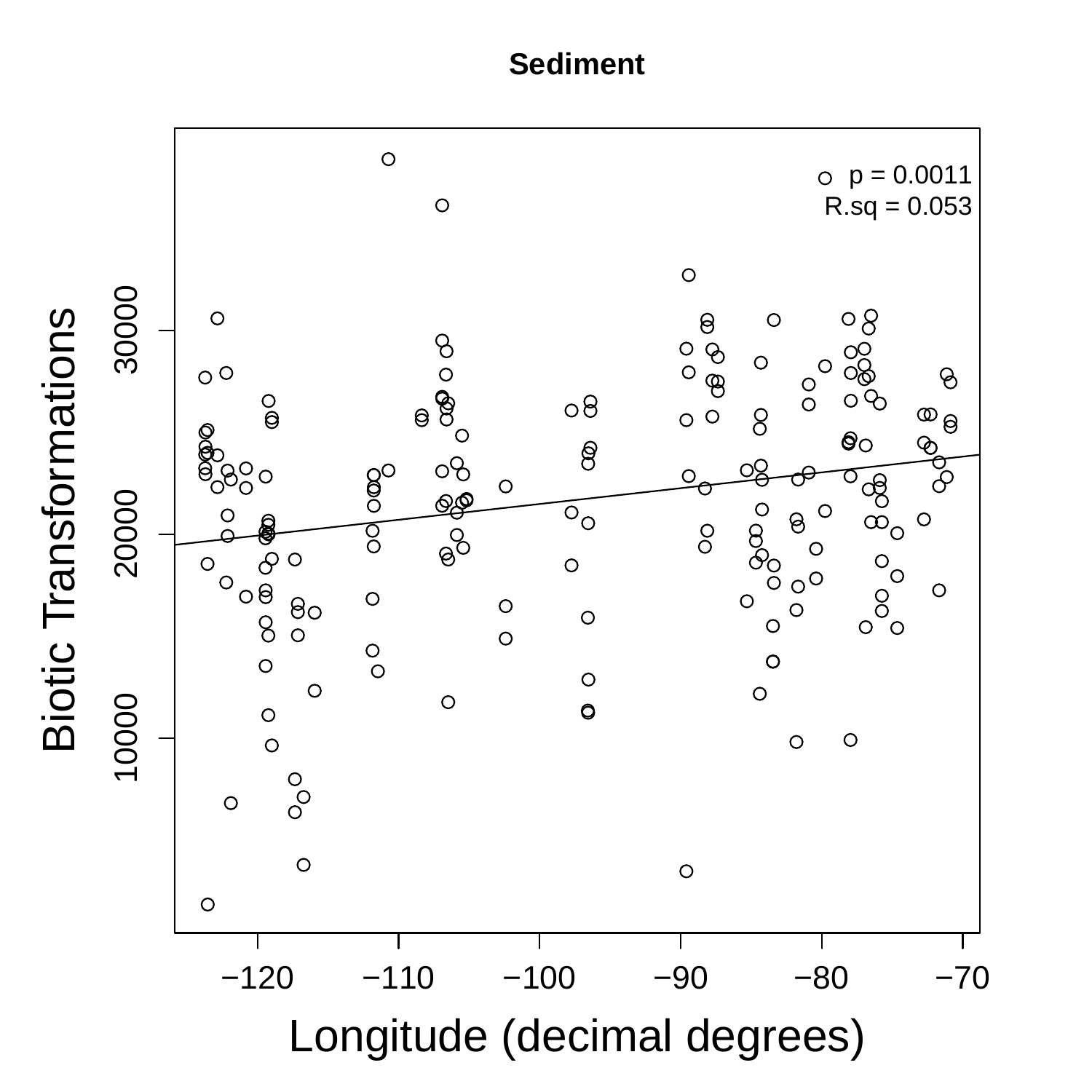**Sediment**

p = 0.0011
R.sq = 0.053

Biotic Transformations

Longitude (decimal degrees)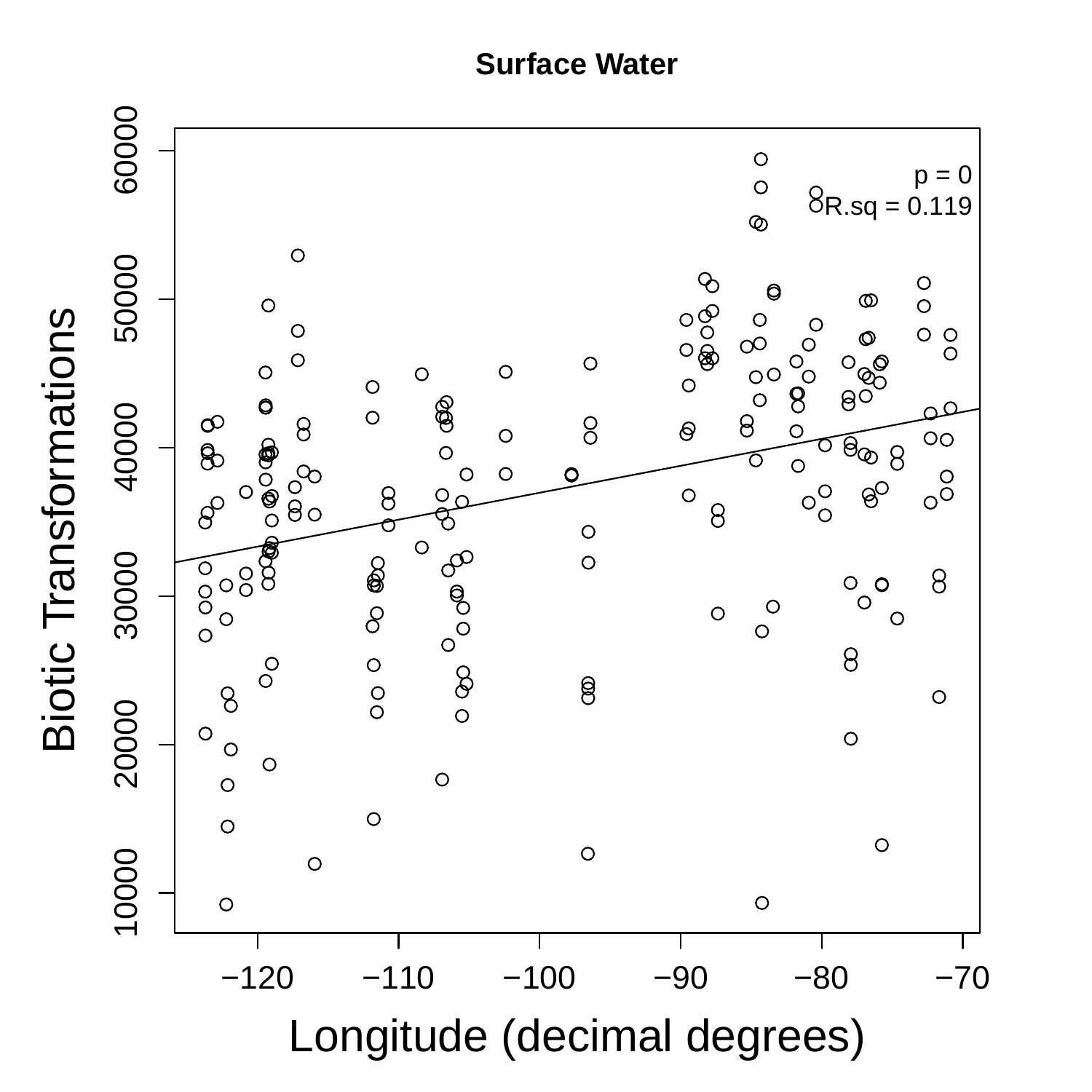**Surface Water**

p = 0

R.sq = 0.119

Biotic Transformations

Longitude (decimal degrees)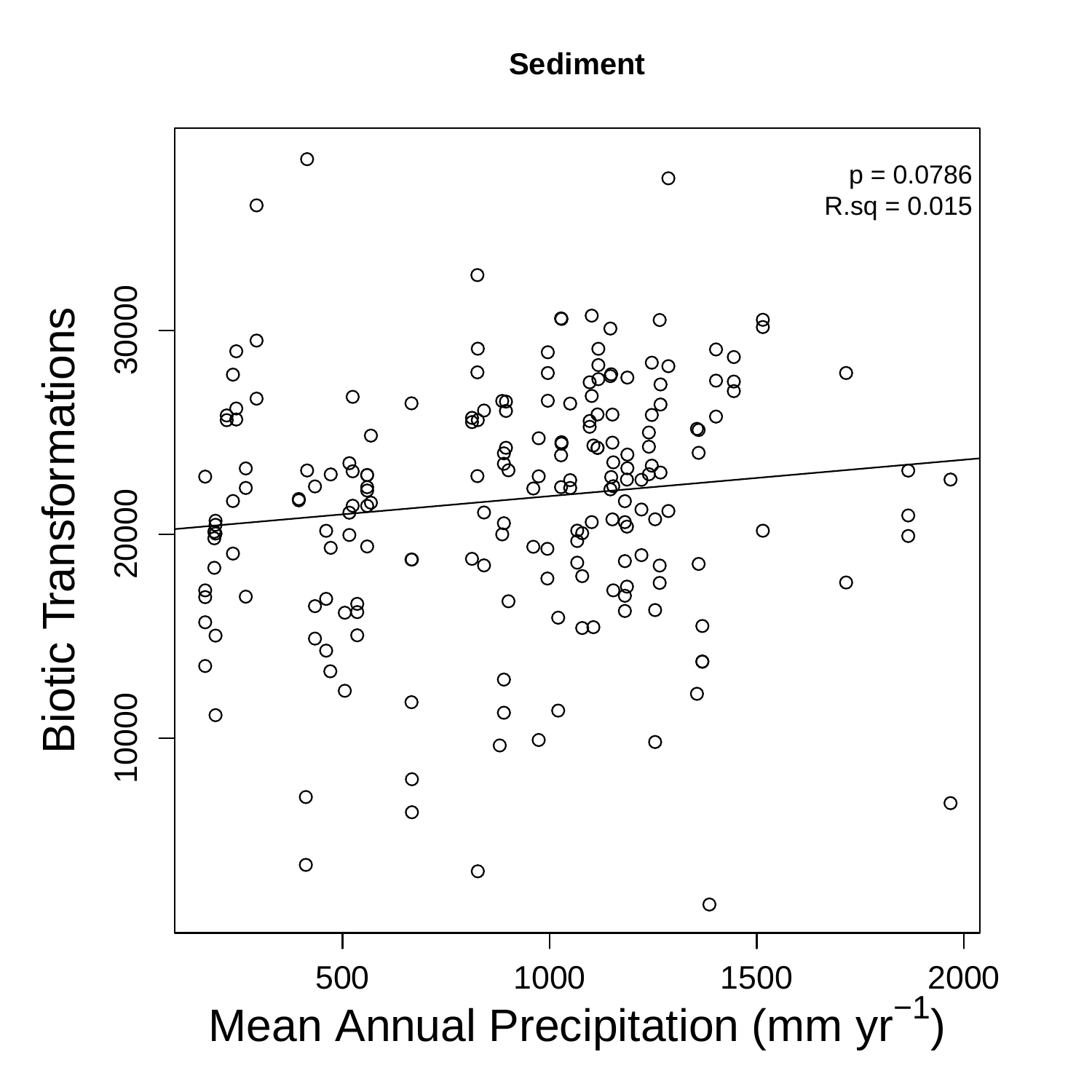**Sediment**

p = 0.0786
R.sq = 0.015

Biotic Transformations

Mean Annual Precipitation (mm $yr^{-1}$)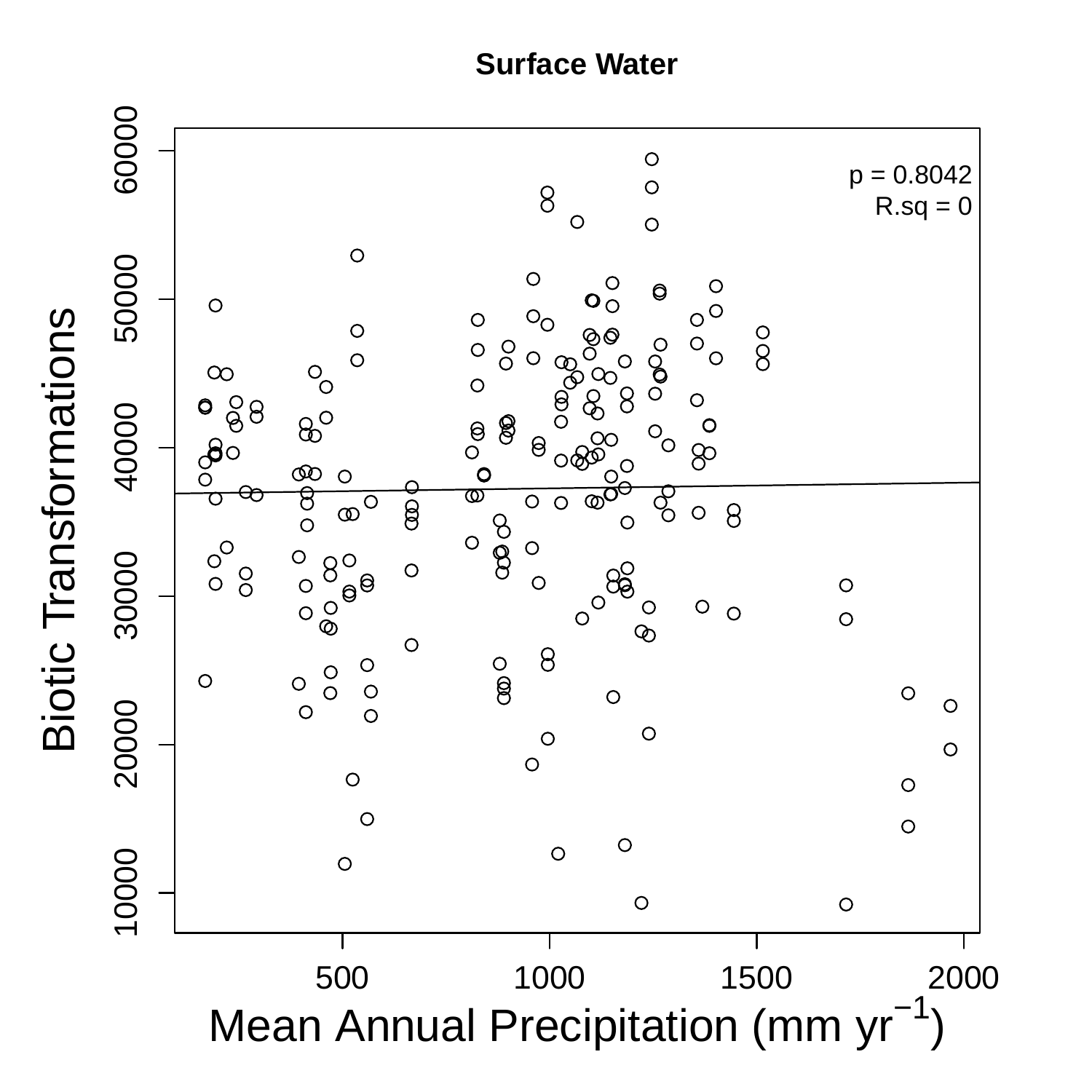**Surface Water**

p = 0.8042
R.sq = 0

Biotic Transformations

Mean Annual Precipitation (mm $yr^{-1}$)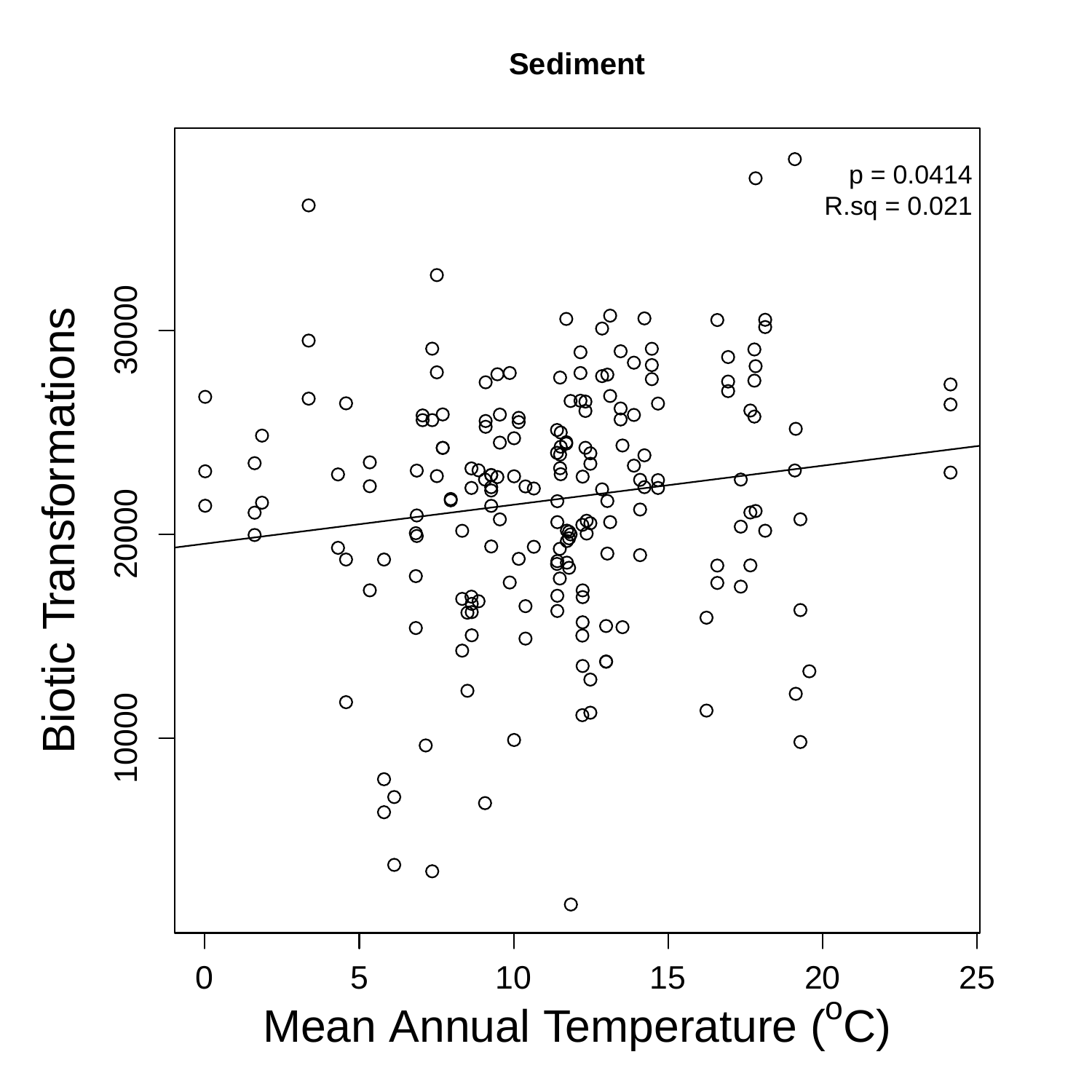**Sediment**

p = 0.0414
R.sq = 0.021

Biotic Transformations

Mean Annual Temperature ($^oC$)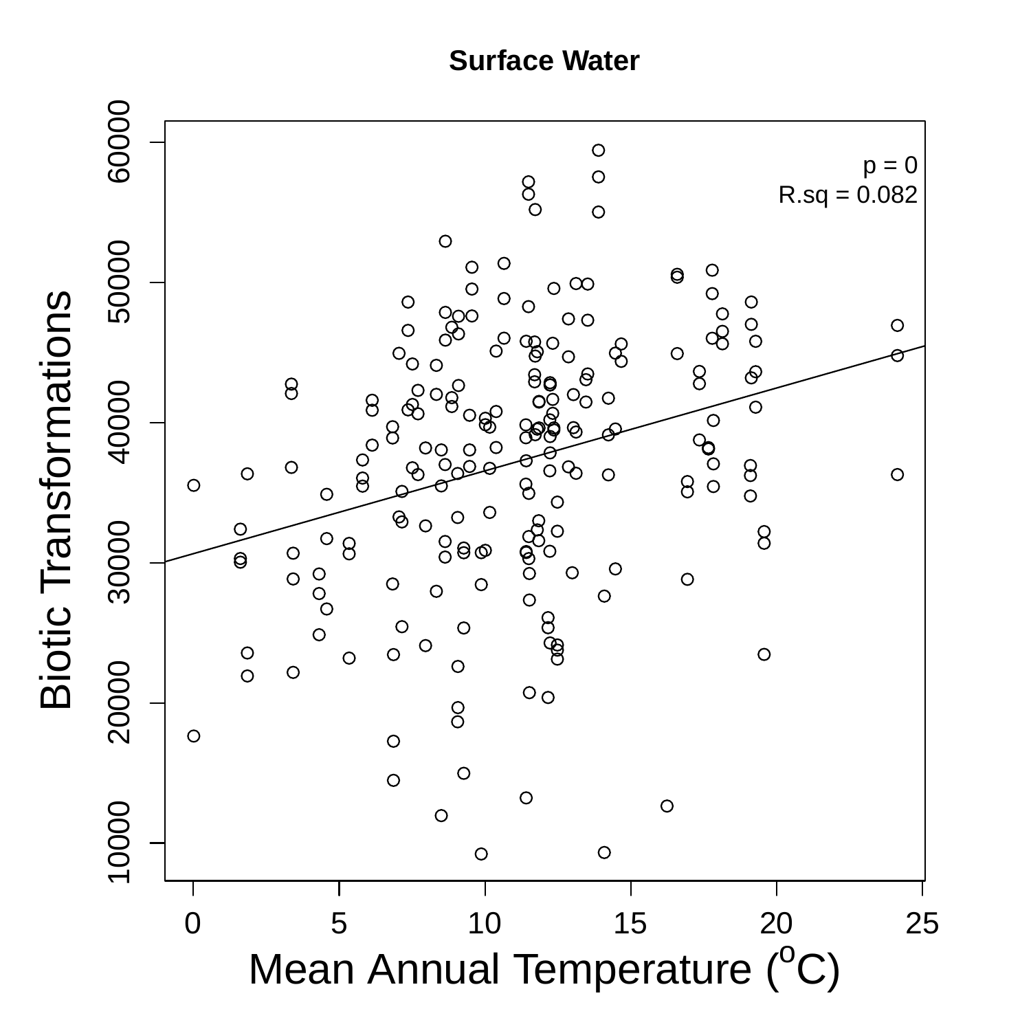**Surface Water**

p = 0

R.sq = 0.082

Biotic Transformations

Mean Annual Temperature ($^oC$)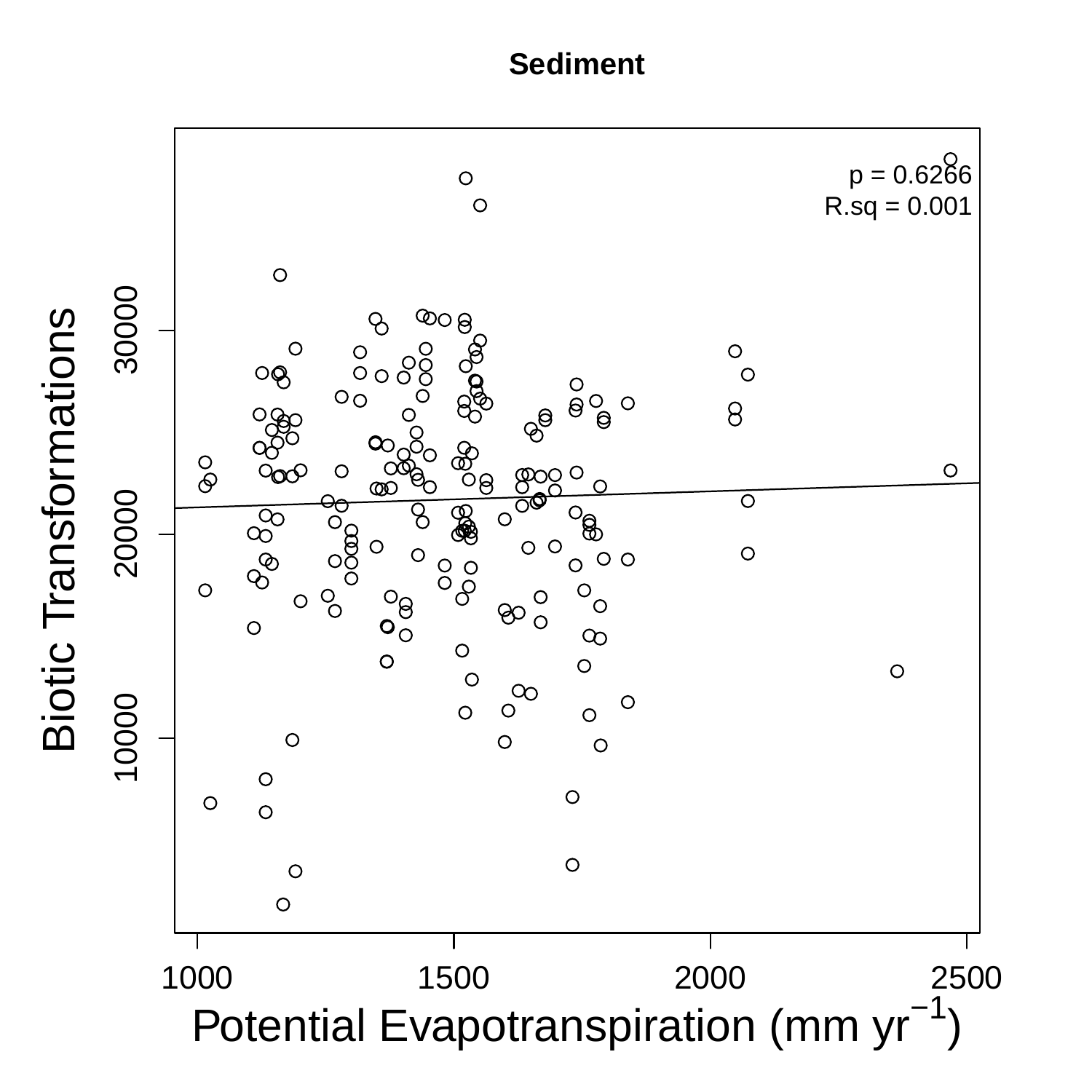**Sediment**

p = 0.6266
R.sq = 0.001

Biotic Transformations

Potential Evapotranspiration (mm $yr^{-1}$)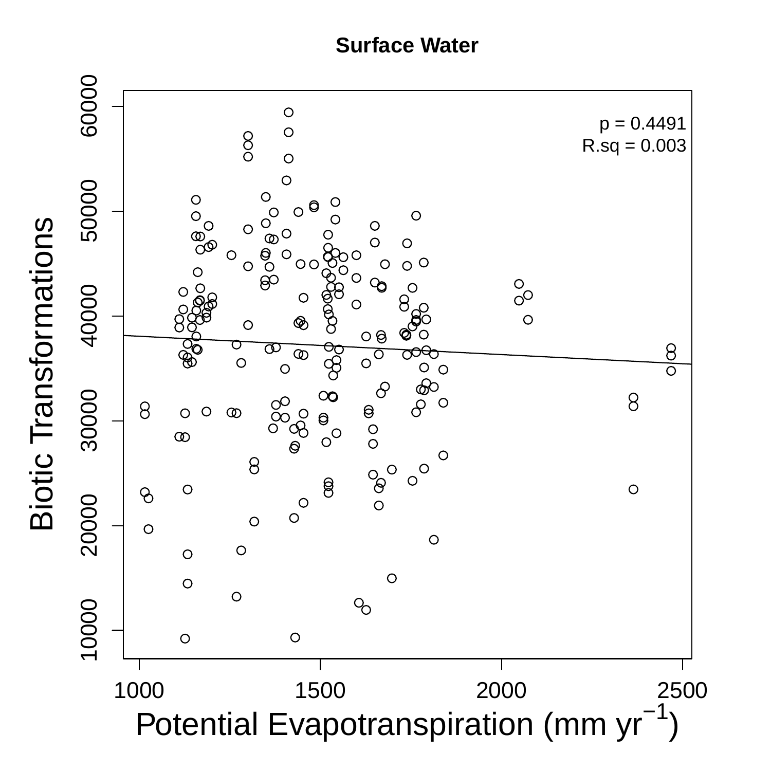**Surface Water**

p = 0.4491
R.sq = 0.003

Biotic Transformations

Potential Evapotranspiration (mm $yr^{-1}$)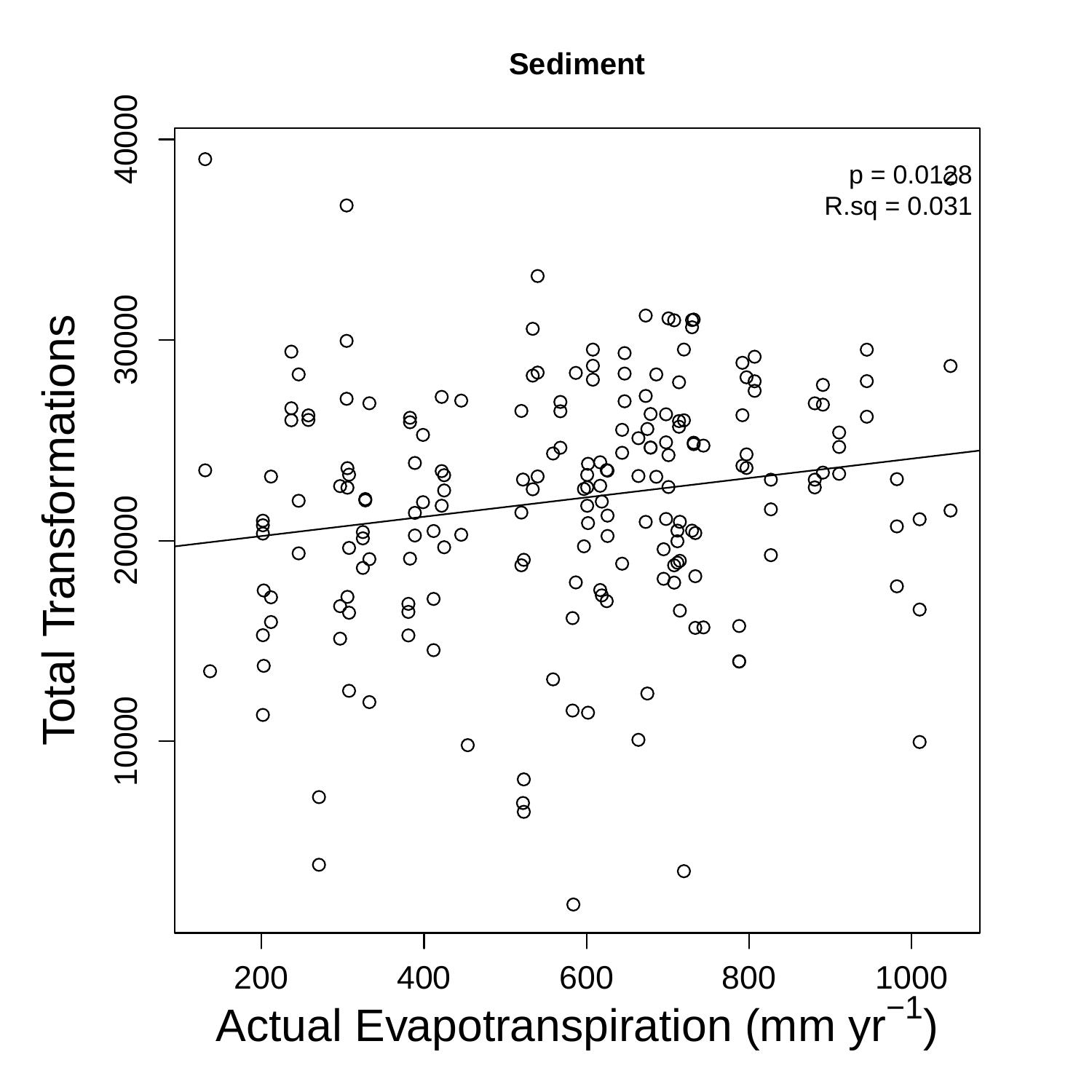**Sediment**

p = 0.0128
R.sq = 0.031

Total Transformations

Actual Evapotranspiration (mm $yr^{-1}$)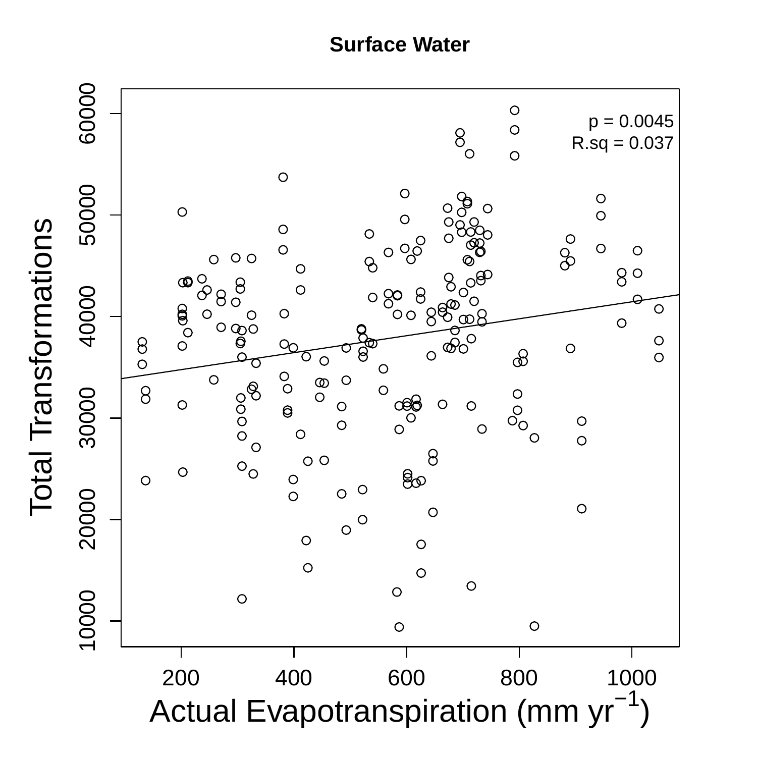**Surface Water**

p = 0.0045
R.sq = 0.037

Total Transformations

Actual Evapotranspiration (mm $yr^{-1}$)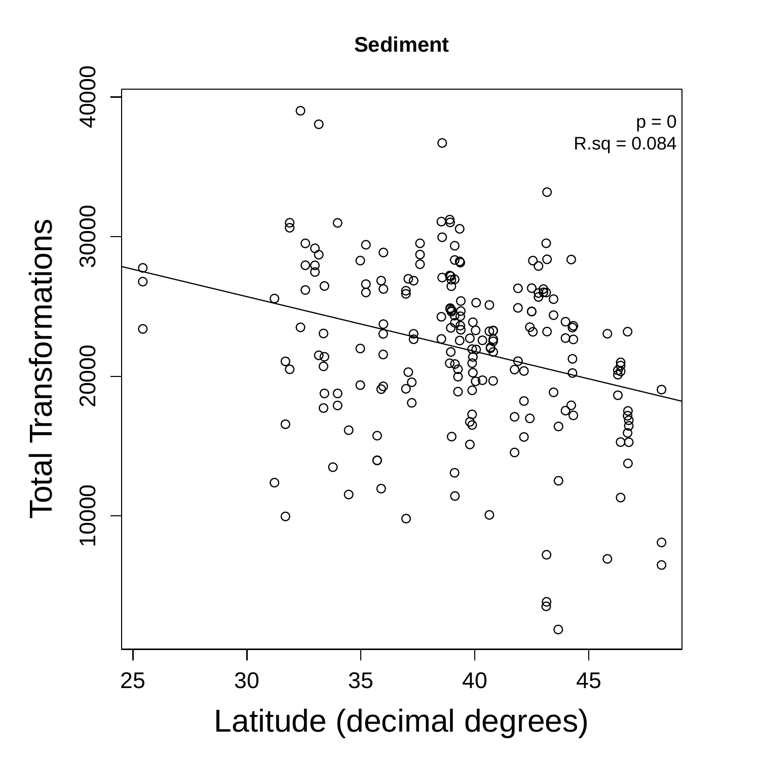**Sedment**

p = 0
R.sq = 0.084

Total Transformations

Latitude (decimal degrees)

**Sediment**

p = 0
R.sq = 0.084

Total Transformations

Latitude (decimal degrees)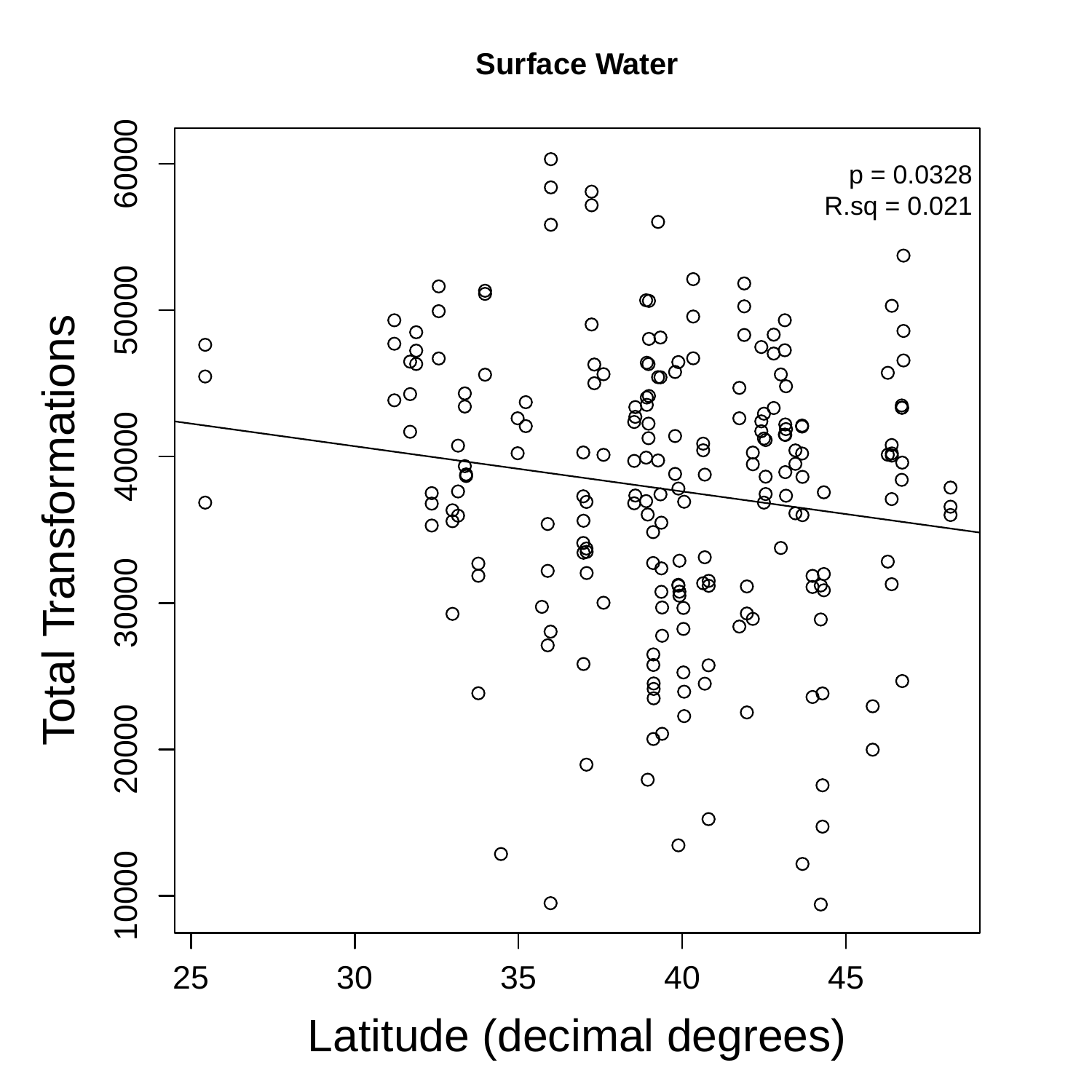**Surface Water**

p = 0.0328
R.sq = 0.021

Total Transformations

Latitude (decimal degrees)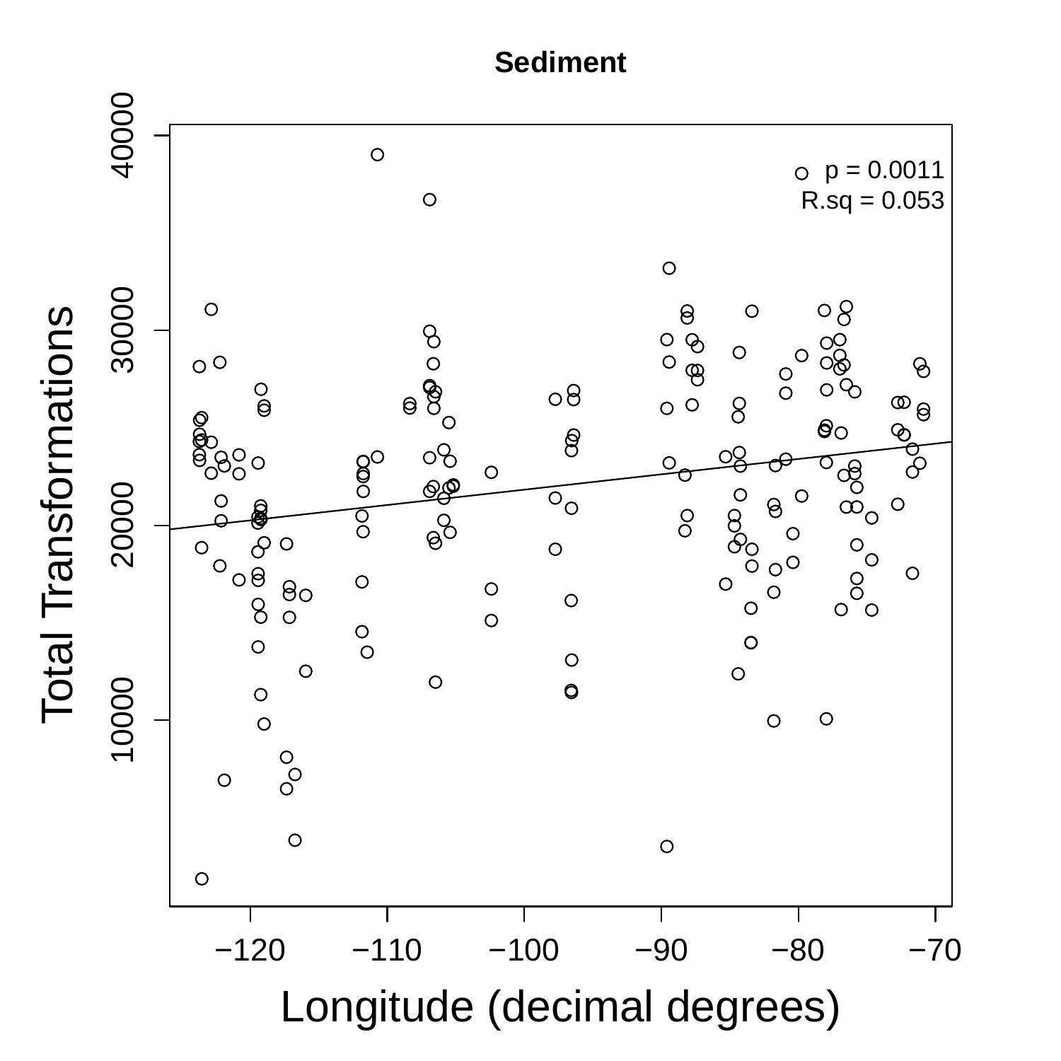**Sediment**

p = 0.0011
R.sq = 0.053

Total Transformations

Longitude (decimal degrees)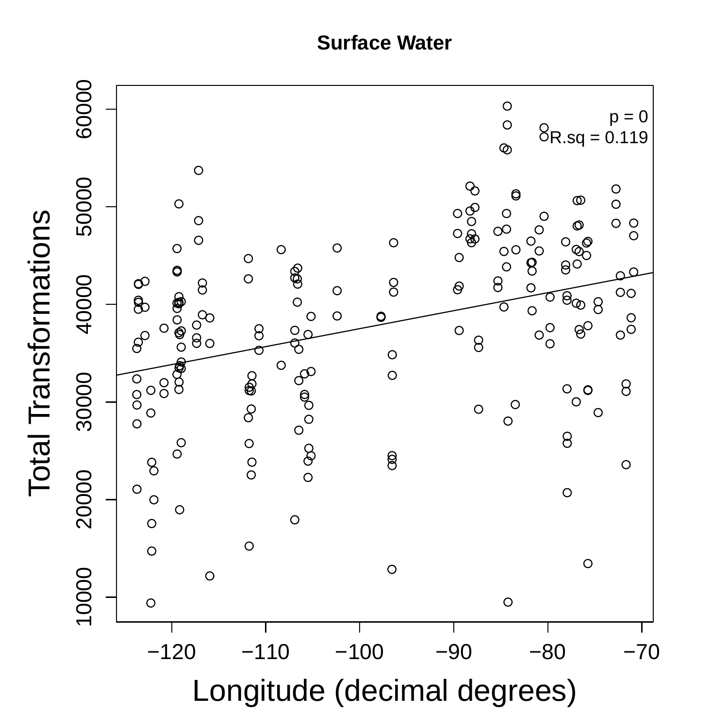**Surface Water**

p = 0
R.sq = 0.119

Total Transformations

Longitude (decimal degrees)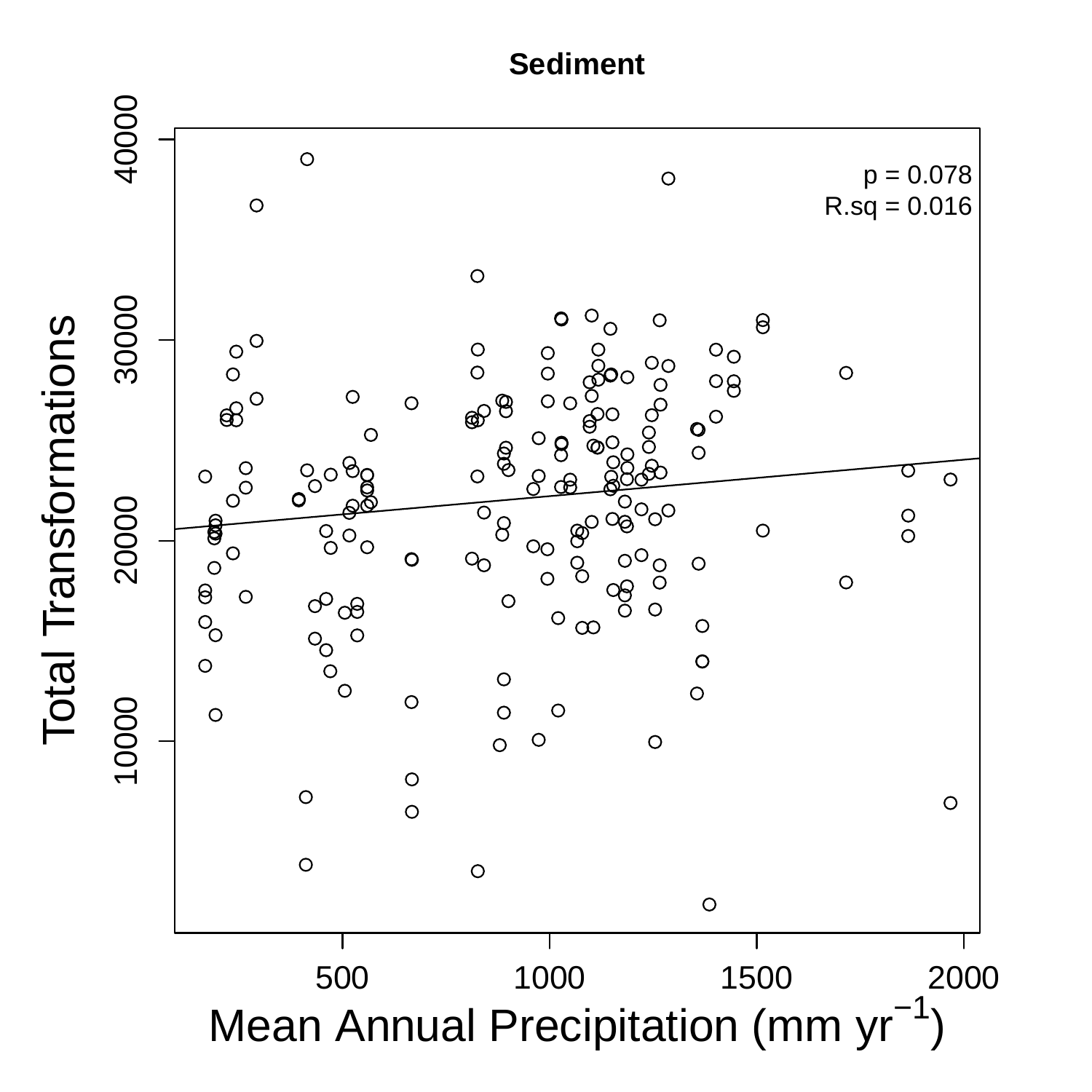**Sediment**

p = 0.078
R.sq = 0.016

Total Transformations

Mean Annual Precipitation (mm $yr^{-1}$)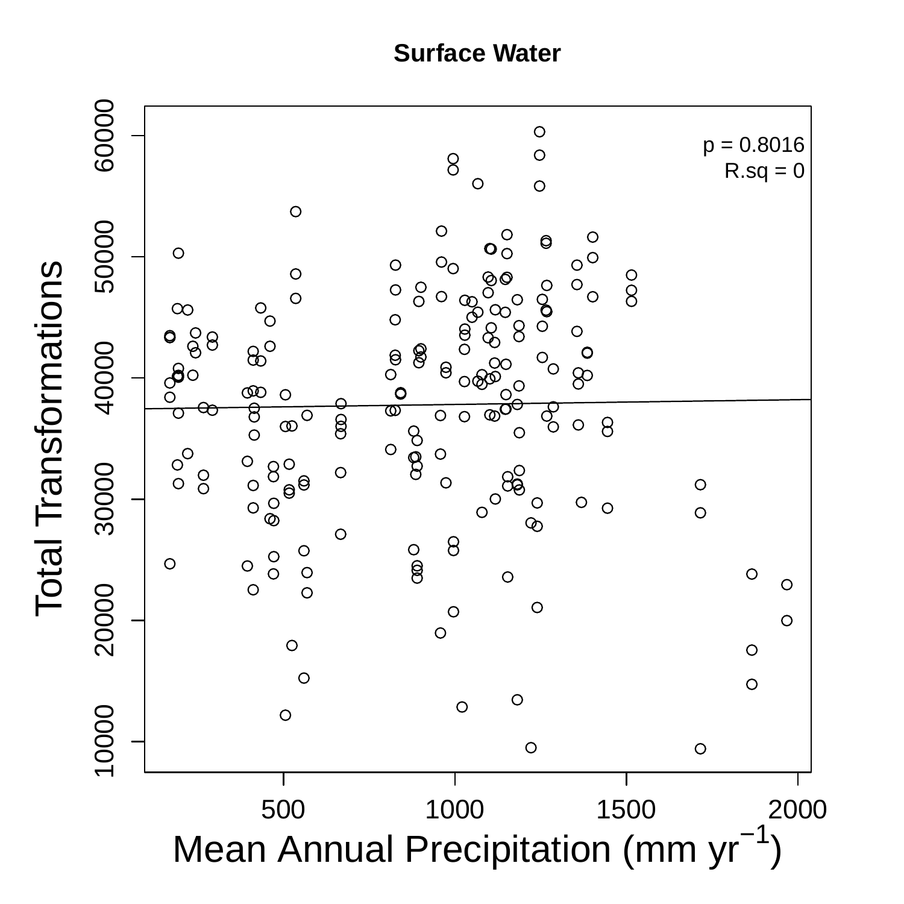**Surface Water**

p = 0.8016
R.sq = 0

Total Transformations

Mean Annual Precipitation (mm $yr^{-1}$)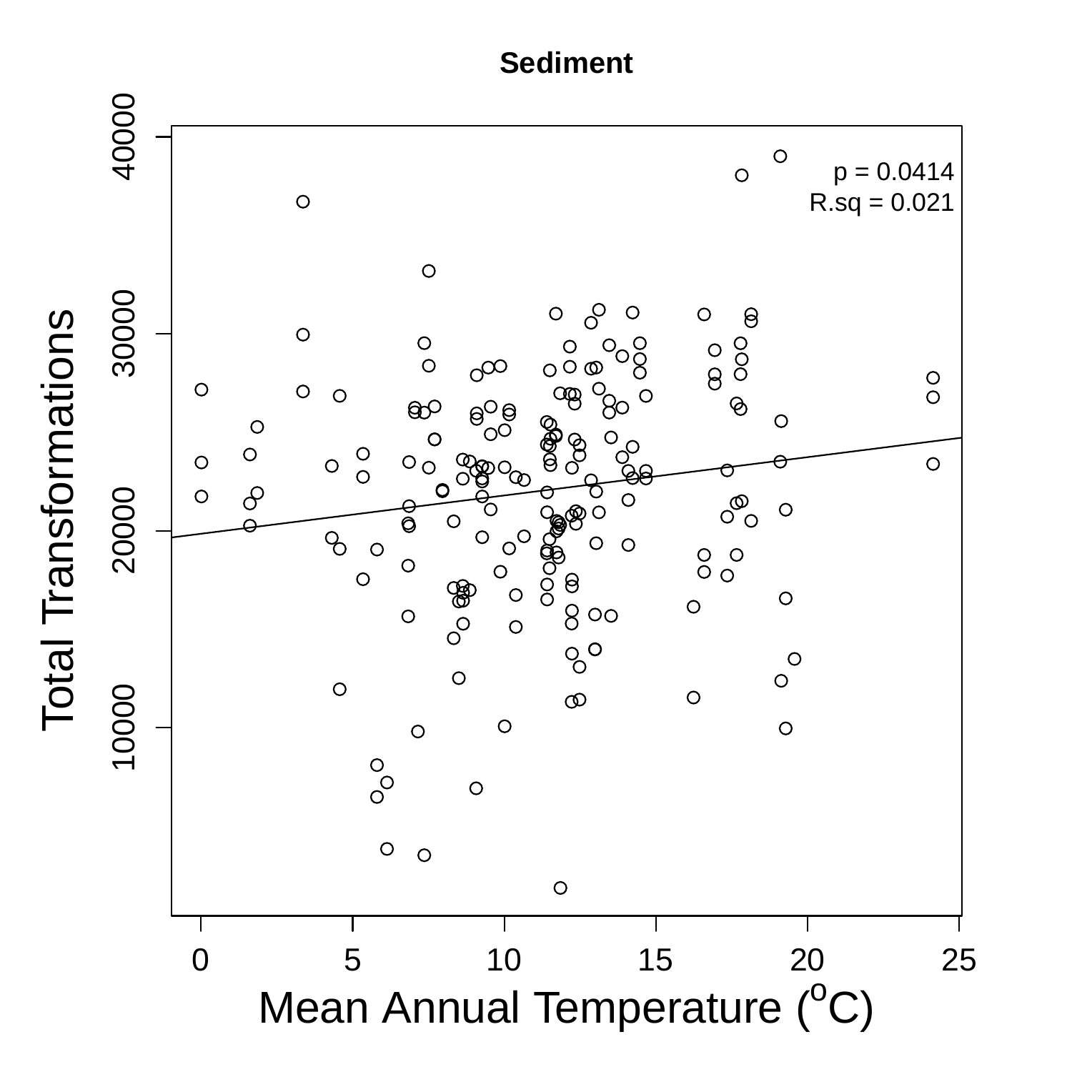**Sediment**

p = 0.0414
R.sq = 0.021

Total Transformations

Mean Annual Temperature ($^{o}C$)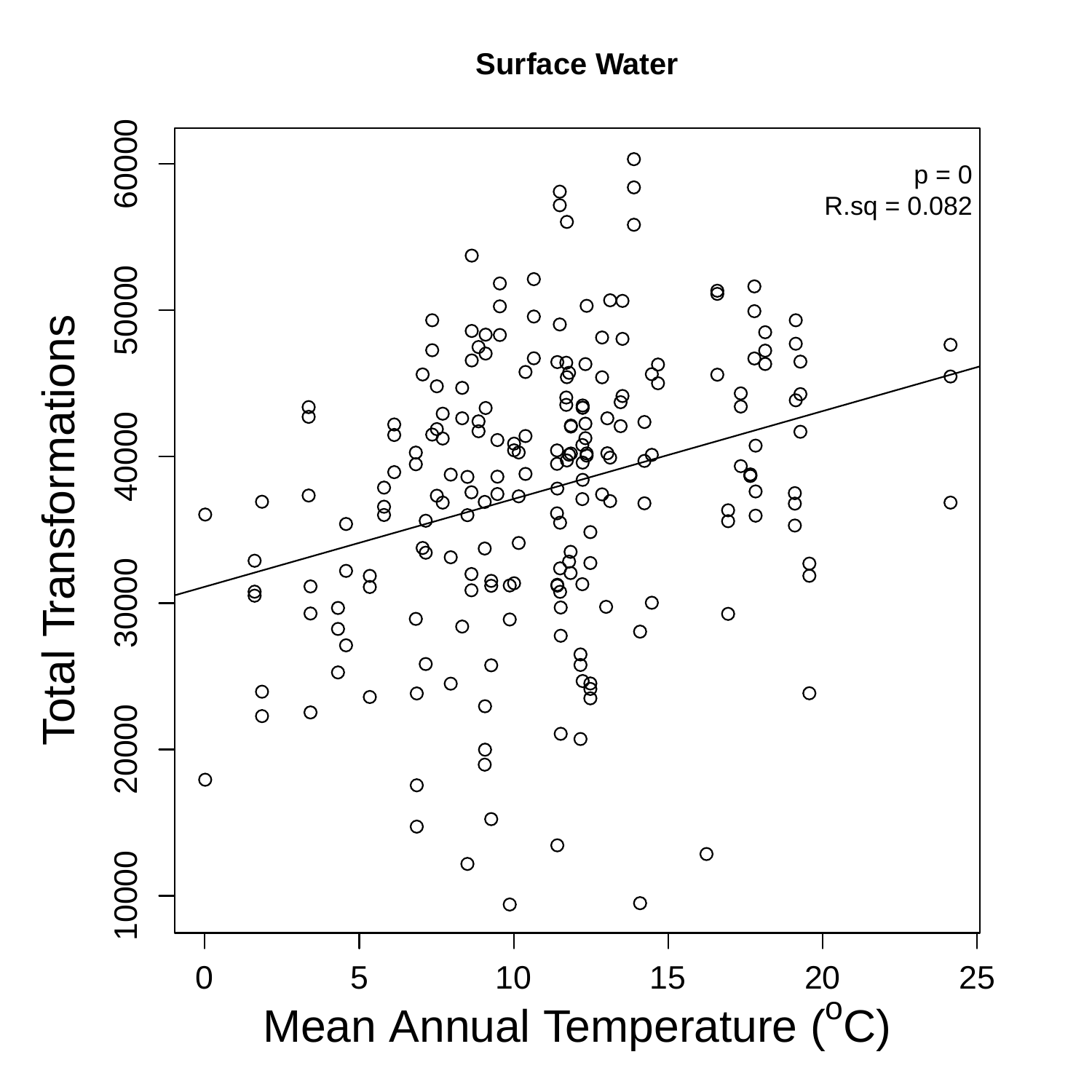**Surface Water**

p = 0
R.sq = 0.082

Total Transformations

Mean Annual Temperature ($^oC$)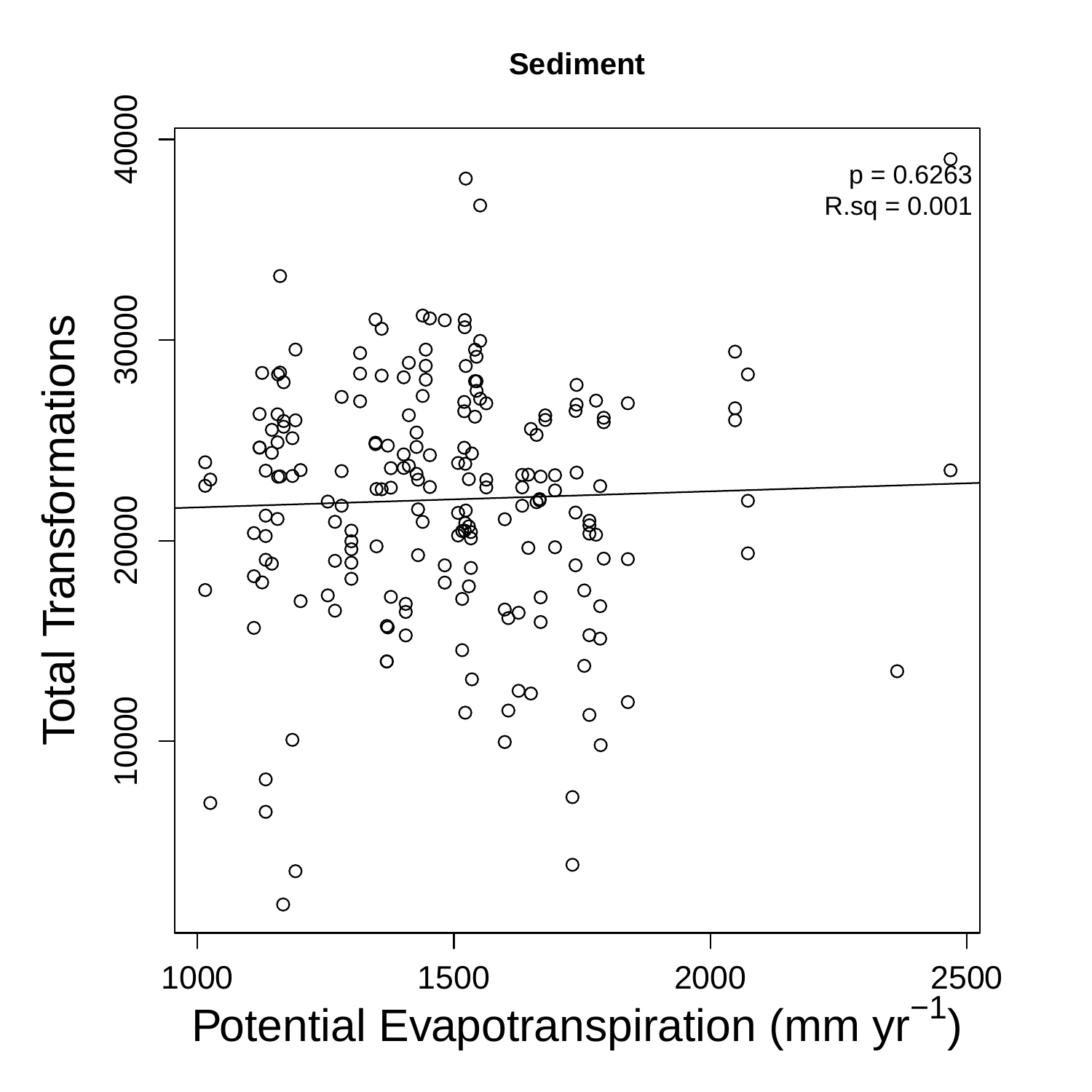**Sediment**

p = 0.6263

R.sq = 0.001

Total Transformations

Potential Evapotranspiration (mm yr$^{-1}$)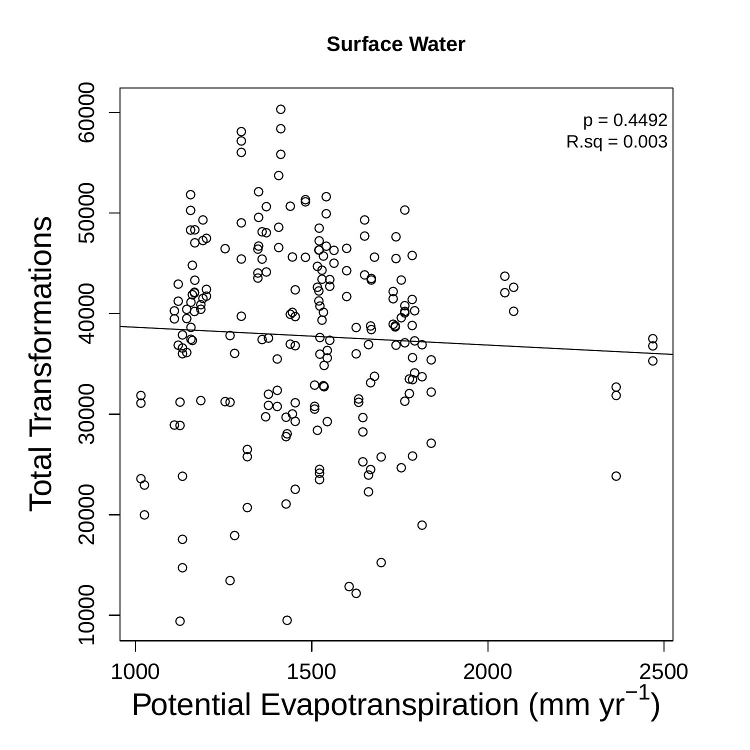Surface Water

p = 0.4492
R.sq = 0.003

Total Transformations

10000
20000
30000
40000
50000
60000

1000
1500
2000
2500

Potential Evapotranspiration (mm $yr^{-1}$)